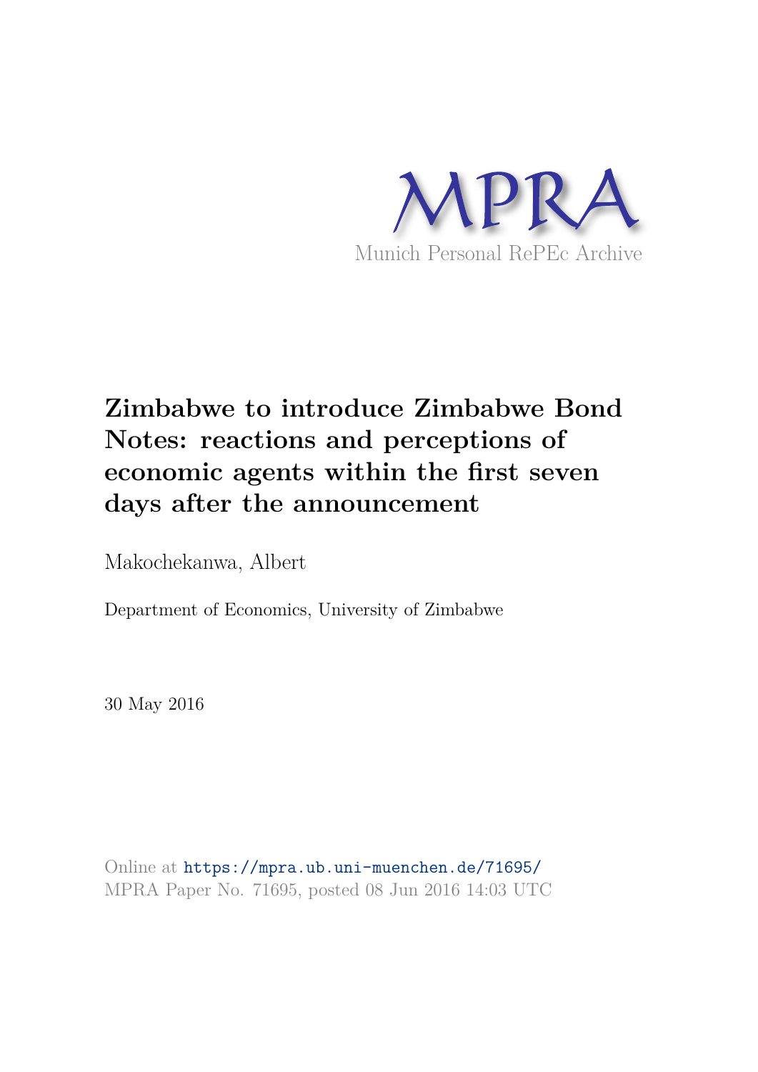MPRA

Munich Personal RePEc Archive

# Zimbabwe to introduce Zimbabwe Bond Notes: reactions and perceptions of economic agents within the first seven days after the announcement

Makochekanwa, Albert

Department of Economics, University of Zimbabwe

30 May 2016

Online at https://mpra.ub.uni-muenchen.de/71695/
MPRA Paper No. 71695, posted 08 Jun 2016 14:03 UTC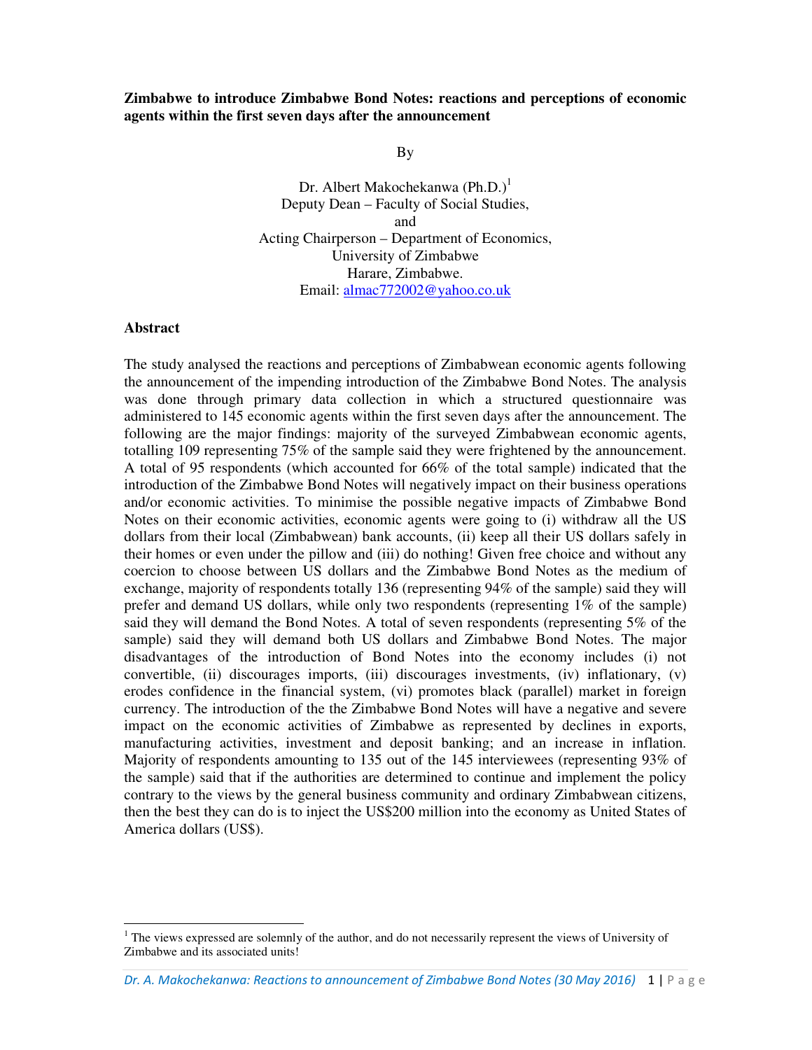**Zimbabwe to introduce Zimbabwe Bond Notes: reactions and perceptions of economic agents within the first seven days after the announcement**

By

Dr. Albert Makochekanwa (Ph.D.)[1]
Deputy Dean – Faculty of Social Studies,
and
Acting Chairperson – Department of Economics,
University of Zimbabwe
Harare, Zimbabwe.
Email: almac772002@yahoo.co.uk

## Abstract

The study analysed the reactions and perceptions of Zimbabwean economic agents following the announcement of the impending introduction of the Zimbabwe Bond Notes. The analysis was done through primary data collection in which a structured questionnaire was administered to 145 economic agents within the first seven days after the announcement. The following are the major findings: majority of the surveyed Zimbabwean economic agents, totalling 109 representing 75% of the sample said they were frightened by the announcement. A total of 95 respondents (which accounted for 66% of the total sample) indicated that the introduction of the Zimbabwe Bond Notes will negatively impact on their business operations and/or economic activities. To minimise the possible negative impacts of Zimbabwe Bond Notes on their economic activities, economic agents were going to (i) withdraw all the US dollars from their local (Zimbabwean) bank accounts, (ii) keep all their US dollars safely in their homes or even under the pillow and (iii) do nothing! Given free choice and without any coercion to choose between US dollars and the Zimbabwe Bond Notes as the medium of exchange, majority of respondents totally 136 (representing 94% of the sample) said they will prefer and demand US dollars, while only two respondents (representing 1% of the sample) said they will demand the Bond Notes. A total of seven respondents (representing 5% of the sample) said they will demand both US dollars and Zimbabwe Bond Notes. The major disadvantages of the introduction of Bond Notes into the economy includes (i) not convertible, (ii) discourages imports, (iii) discourages investments, (iv) inflationary, (v) erodes confidence in the financial system, (vi) promotes black (parallel) market in foreign currency. The introduction of the the Zimbabwe Bond Notes will have a negative and severe impact on the economic activities of Zimbabwe as represented by declines in exports, manufacturing activities, investment and deposit banking; and an increase in inflation. Majority of respondents amounting to 135 out of the 145 interviewees (representing 93% of the sample) said that if the authorities are determined to continue and implement the policy contrary to the views by the general business community and ordinary Zimbabwean citizens, then the best they can do is to inject the US$200 million into the economy as United States of America dollars (US$).

[1] The views expressed are solemnly of the author, and do not necessarily represent the views of University of Zimbabwe and its associated units!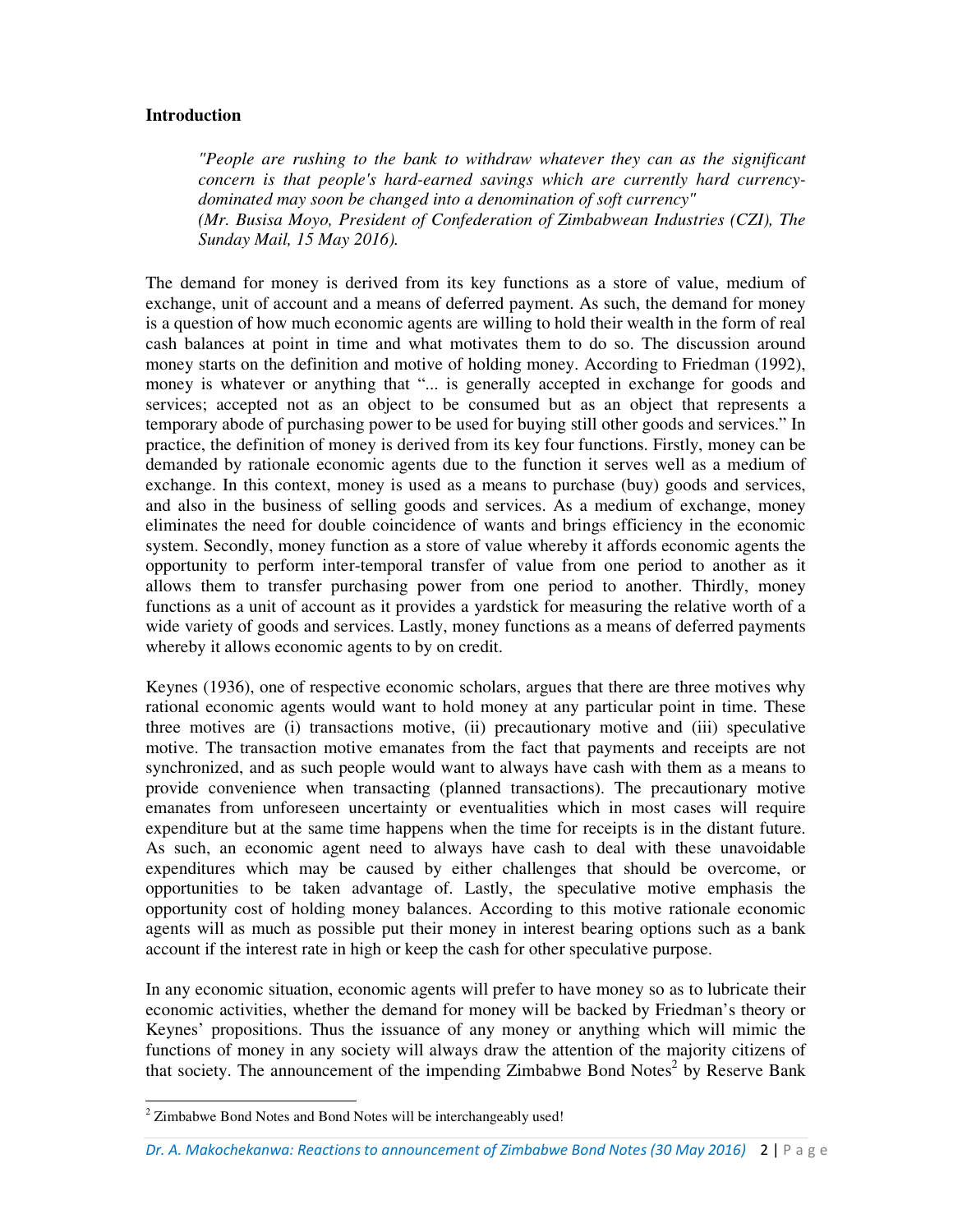## Introduction

> *"People are rushing to the bank to withdraw whatever they can as the significant concern is that people's hard-earned savings which are currently hard currency-dominated may soon be changed into a denomination of soft currency"*
> *(Mr. Busisa Moyo, President of Confederation of Zimbabwean Industries (CZI), The Sunday Mail, 15 May 2016).*

The demand for money is derived from its key functions as a store of value, medium of exchange, unit of account and a means of deferred payment. As such, the demand for money is a question of how much economic agents are willing to hold their wealth in the form of real cash balances at point in time and what motivates them to do so. The discussion around money starts on the definition and motive of holding money. According to Friedman (1992), money is whatever or anything that "... is generally accepted in exchange for goods and services; accepted not as an object to be consumed but as an object that represents a temporary abode of purchasing power to be used for buying still other goods and services." In practice, the definition of money is derived from its key four functions. Firstly, money can be demanded by rationale economic agents due to the function it serves well as a medium of exchange. In this context, money is used as a means to purchase (buy) goods and services, and also in the business of selling goods and services. As a medium of exchange, money eliminates the need for double coincidence of wants and brings efficiency in the economic system. Secondly, money function as a store of value whereby it affords economic agents the opportunity to perform inter-temporal transfer of value from one period to another as it allows them to transfer purchasing power from one period to another. Thirdly, money functions as a unit of account as it provides a yardstick for measuring the relative worth of a wide variety of goods and services. Lastly, money functions as a means of deferred payments whereby it allows economic agents to by on credit.

Keynes (1936), one of respective economic scholars, argues that there are three motives why rational economic agents would want to hold money at any particular point in time. These three motives are (i) transactions motive, (ii) precautionary motive and (iii) speculative motive. The transaction motive emanates from the fact that payments and receipts are not synchronized, and as such people would want to always have cash with them as a means to provide convenience when transacting (planned transactions). The precautionary motive emanates from unforeseen uncertainty or eventualities which in most cases will require expenditure but at the same time happens when the time for receipts is in the distant future. As such, an economic agent need to always have cash to deal with these unavoidable expenditures which may be caused by either challenges that should be overcome, or opportunities to be taken advantage of. Lastly, the speculative motive emphasis the opportunity cost of holding money balances. According to this motive rationale economic agents will as much as possible put their money in interest bearing options such as a bank account if the interest rate in high or keep the cash for other speculative purpose.

In any economic situation, economic agents will prefer to have money so as to lubricate their economic activities, whether the demand for money will be backed by Friedman's theory or Keynes' propositions. Thus the issuance of any money or anything which will mimic the functions of money in any society will always draw the attention of the majority citizens of that society. The announcement of the impending Zimbabwe Bond Notes[2] by Reserve Bank

[2] Zimbabwe Bond Notes and Bond Notes will be interchangeably used!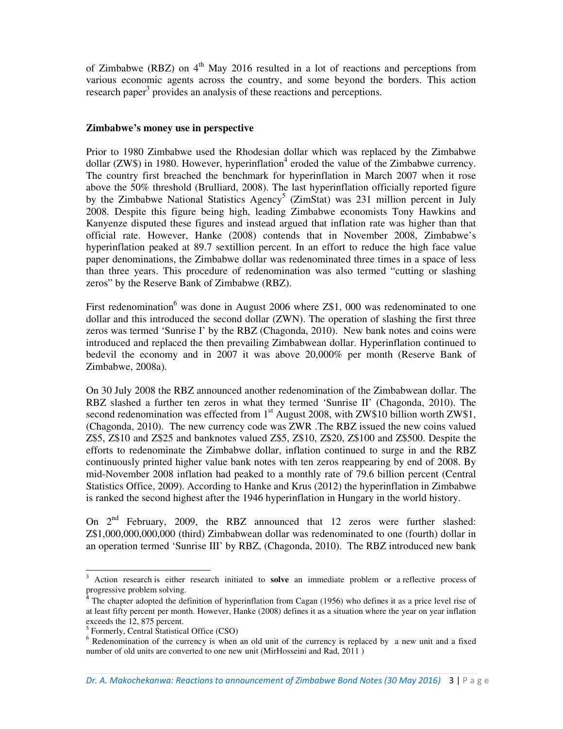of Zimbabwe (RBZ) on 4th May 2016 resulted in a lot of reactions and perceptions from various economic agents across the country, and some beyond the borders. This action research paper[3] provides an analysis of these reactions and perceptions.

**Zimbabwe's money use in perspective**

Prior to 1980 Zimbabwe used the Rhodesian dollar which was replaced by the Zimbabwe dollar (ZW$) in 1980. However, hyperinflation[4] eroded the value of the Zimbabwe currency. The country first breached the benchmark for hyperinflation in March 2007 when it rose above the 50% threshold (Brulliard, 2008). The last hyperinflation officially reported figure by the Zimbabwe National Statistics Agency[5] (ZimStat) was 231 million percent in July 2008. Despite this figure being high, leading Zimbabwe economists Tony Hawkins and Kanyenze disputed these figures and instead argued that inflation rate was higher than that official rate. However, Hanke (2008) contends that in November 2008, Zimbabwe's hyperinflation peaked at 89.7 sextillion percent. In an effort to reduce the high face value paper denominations, the Zimbabwe dollar was redenominated three times in a space of less than three years. This procedure of redenomination was also termed "cutting or slashing zeros" by the Reserve Bank of Zimbabwe (RBZ).

First redenomination[6] was done in August 2006 where Z$1, 000 was redenominated to one dollar and this introduced the second dollar (ZWN). The operation of slashing the first three zeros was termed 'Sunrise I' by the RBZ (Chagonda, 2010). New bank notes and coins were introduced and replaced the then prevailing Zimbabwean dollar. Hyperinflation continued to bedevil the economy and in 2007 it was above 20,000% per month (Reserve Bank of Zimbabwe, 2008a).

On 30 July 2008 the RBZ announced another redenomination of the Zimbabwean dollar. The RBZ slashed a further ten zeros in what they termed 'Sunrise II' (Chagonda, 2010). The second redenomination was effected from 1st August 2008, with ZW$10 billion worth ZW$1, (Chagonda, 2010). The new currency code was ZWR .The RBZ issued the new coins valued Z$5, Z$10 and Z$25 and banknotes valued Z$5, Z$10, Z$20, Z$100 and Z$500. Despite the efforts to redenominate the Zimbabwe dollar, inflation continued to surge in and the RBZ continuously printed higher value bank notes with ten zeros reappearing by end of 2008. By mid-November 2008 inflation had peaked to a monthly rate of 79.6 billion percent (Central Statistics Office, 2009). According to Hanke and Krus (2012) the hyperinflation in Zimbabwe is ranked the second highest after the 1946 hyperinflation in Hungary in the world history.

On 2nd February, 2009, the RBZ announced that 12 zeros were further slashed: Z$1,000,000,000,000 (third) Zimbabwean dollar was redenominated to one (fourth) dollar in an operation termed 'Sunrise III' by RBZ, (Chagonda, 2010). The RBZ introduced new bank

---

[3] Action research is either research initiated to **solve** an immediate problem or a reflective process of progressive problem solving.

[4] The chapter adopted the definition of hyperinflation from Cagan (1956) who defines it as a price level rise of at least fifty percent per month. However, Hanke (2008) defines it as a situation where the year on year inflation exceeds the 12, 875 percent.

[5] Formerly, Central Statistical Office (CSO)

[6] Redenomination of the currency is when an old unit of the currency is replaced by a new unit and a fixed number of old units are converted to one new unit (MirHosseini and Rad, 2011 )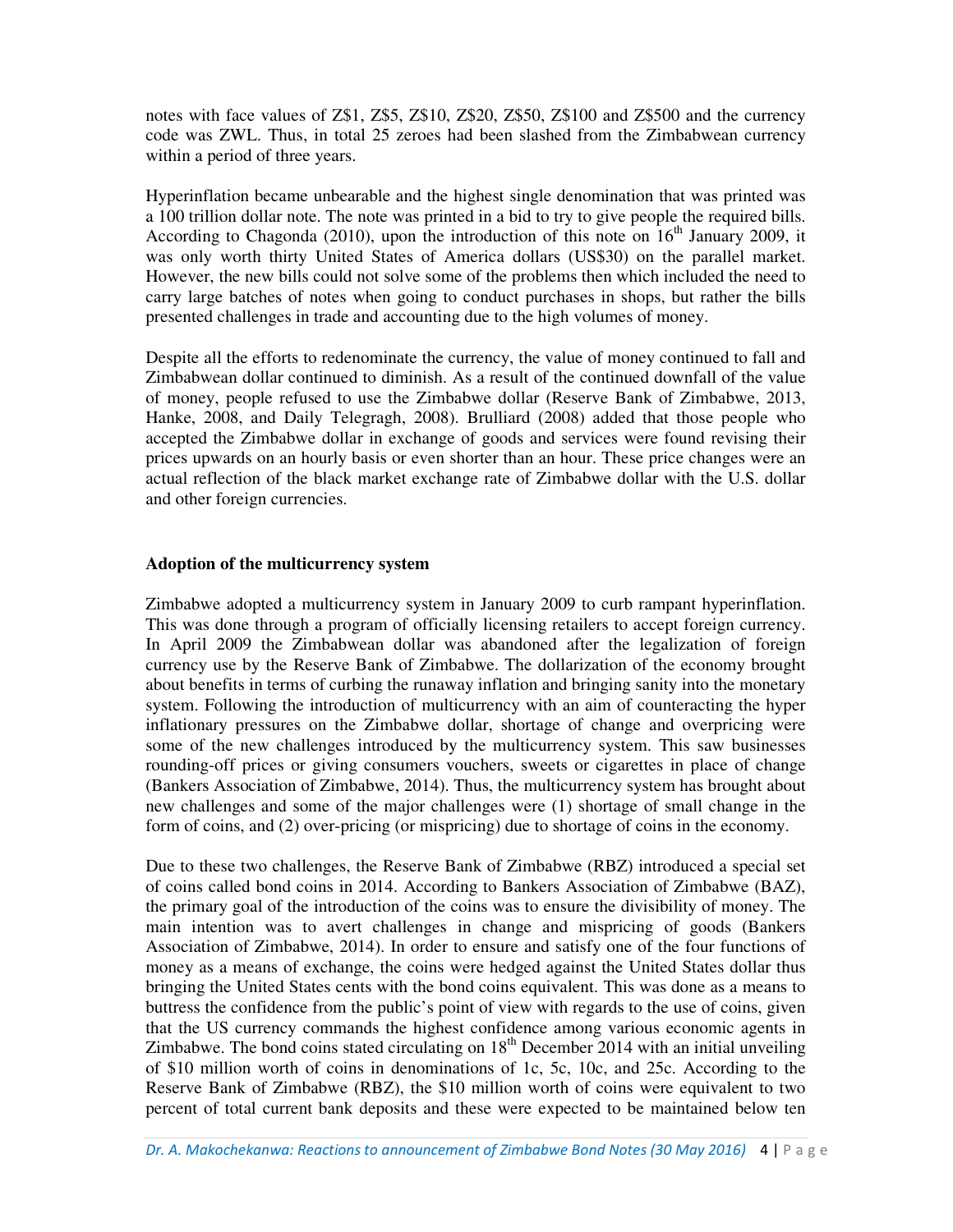notes with face values of Z$1, Z$5, Z$10, Z$20, Z$50, Z$100 and Z$500 and the currency code was ZWL. Thus, in total 25 zeroes had been slashed from the Zimbabwean currency within a period of three years.

Hyperinflation became unbearable and the highest single denomination that was printed was a 100 trillion dollar note. The note was printed in a bid to try to give people the required bills. According to Chagonda (2010), upon the introduction of this note on 16th January 2009, it was only worth thirty United States of America dollars (US$30) on the parallel market. However, the new bills could not solve some of the problems then which included the need to carry large batches of notes when going to conduct purchases in shops, but rather the bills presented challenges in trade and accounting due to the high volumes of money.

Despite all the efforts to redenominate the currency, the value of money continued to fall and Zimbabwean dollar continued to diminish. As a result of the continued downfall of the value of money, people refused to use the Zimbabwe dollar (Reserve Bank of Zimbabwe, 2013, Hanke, 2008, and Daily Telegragh, 2008). Brulliard (2008) added that those people who accepted the Zimbabwe dollar in exchange of goods and services were found revising their prices upwards on an hourly basis or even shorter than an hour. These price changes were an actual reflection of the black market exchange rate of Zimbabwe dollar with the U.S. dollar and other foreign currencies.

**Adoption of the multicurrency system**

Zimbabwe adopted a multicurrency system in January 2009 to curb rampant hyperinflation. This was done through a program of officially licensing retailers to accept foreign currency. In April 2009 the Zimbabwean dollar was abandoned after the legalization of foreign currency use by the Reserve Bank of Zimbabwe. The dollarization of the economy brought about benefits in terms of curbing the runaway inflation and bringing sanity into the monetary system. Following the introduction of multicurrency with an aim of counteracting the hyper inflationary pressures on the Zimbabwe dollar, shortage of change and overpricing were some of the new challenges introduced by the multicurrency system. This saw businesses rounding-off prices or giving consumers vouchers, sweets or cigarettes in place of change (Bankers Association of Zimbabwe, 2014). Thus, the multicurrency system has brought about new challenges and some of the major challenges were (1) shortage of small change in the form of coins, and (2) over-pricing (or mispricing) due to shortage of coins in the economy.

Due to these two challenges, the Reserve Bank of Zimbabwe (RBZ) introduced a special set of coins called bond coins in 2014. According to Bankers Association of Zimbabwe (BAZ), the primary goal of the introduction of the coins was to ensure the divisibility of money. The main intention was to avert challenges in change and mispricing of goods (Bankers Association of Zimbabwe, 2014). In order to ensure and satisfy one of the four functions of money as a means of exchange, the coins were hedged against the United States dollar thus bringing the United States cents with the bond coins equivalent. This was done as a means to buttress the confidence from the public's point of view with regards to the use of coins, given that the US currency commands the highest confidence among various economic agents in Zimbabwe. The bond coins stated circulating on 18th December 2014 with an initial unveiling of $10 million worth of coins in denominations of 1c, 5c, 10c, and 25c. According to the Reserve Bank of Zimbabwe (RBZ), the $10 million worth of coins were equivalent to two percent of total current bank deposits and these were expected to be maintained below ten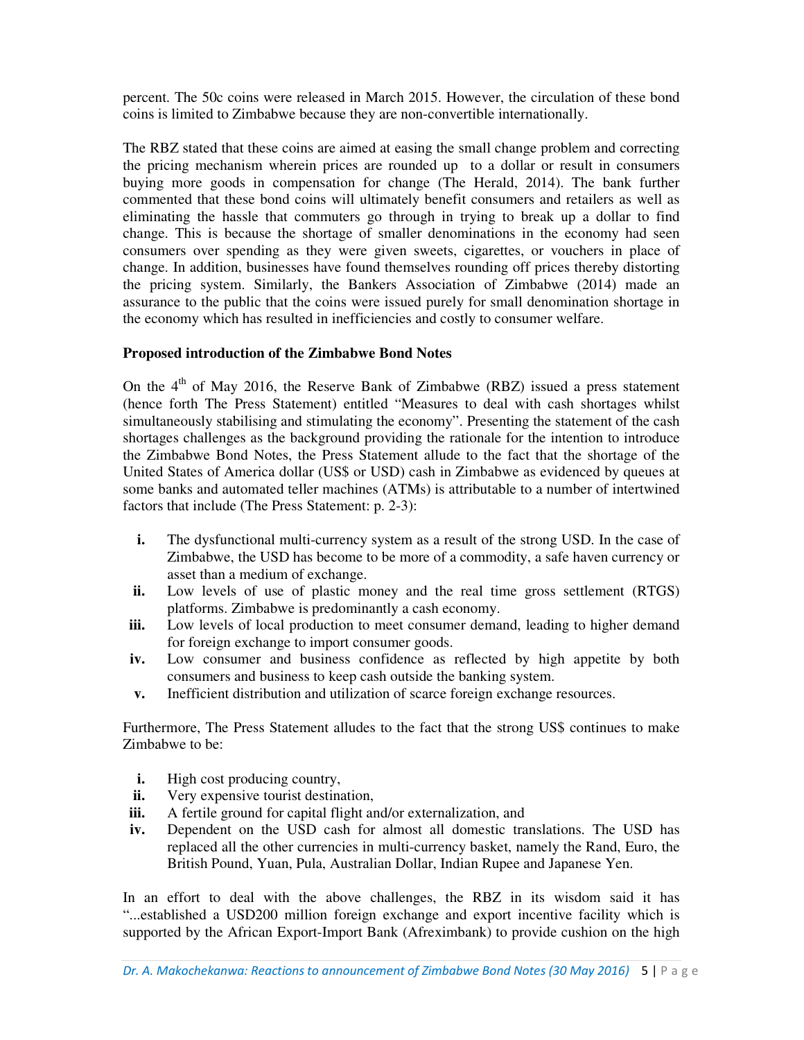percent. The 50c coins were released in March 2015. However, the circulation of these bond coins is limited to Zimbabwe because they are non-convertible internationally.

The RBZ stated that these coins are aimed at easing the small change problem and correcting the pricing mechanism wherein prices are rounded up to a dollar or result in consumers buying more goods in compensation for change (The Herald, 2014). The bank further commented that these bond coins will ultimately benefit consumers and retailers as well as eliminating the hassle that commuters go through in trying to break up a dollar to find change. This is because the shortage of smaller denominations in the economy had seen consumers over spending as they were given sweets, cigarettes, or vouchers in place of change. In addition, businesses have found themselves rounding off prices thereby distorting the pricing system. Similarly, the Bankers Association of Zimbabwe (2014) made an assurance to the public that the coins were issued purely for small denomination shortage in the economy which has resulted in inefficiencies and costly to consumer welfare.

**Proposed introduction of the Zimbabwe Bond Notes**

On the 4th of May 2016, the Reserve Bank of Zimbabwe (RBZ) issued a press statement (hence forth The Press Statement) entitled "Measures to deal with cash shortages whilst simultaneously stabilising and stimulating the economy". Presenting the statement of the cash shortages challenges as the background providing the rationale for the intention to introduce the Zimbabwe Bond Notes, the Press Statement allude to the fact that the shortage of the United States of America dollar (US$ or USD) cash in Zimbabwe as evidenced by queues at some banks and automated teller machines (ATMs) is attributable to a number of intertwined factors that include (The Press Statement: p. 2-3):

- **i.** The dysfunctional multi-currency system as a result of the strong USD. In the case of Zimbabwe, the USD has become to be more of a commodity, a safe haven currency or asset than a medium of exchange.
- **ii.** Low levels of use of plastic money and the real time gross settlement (RTGS) platforms. Zimbabwe is predominantly a cash economy.
- **iii.** Low levels of local production to meet consumer demand, leading to higher demand for foreign exchange to import consumer goods.
- **iv.** Low consumer and business confidence as reflected by high appetite by both consumers and business to keep cash outside the banking system.
- **v.** Inefficient distribution and utilization of scarce foreign exchange resources.

Furthermore, The Press Statement alludes to the fact that the strong US$ continues to make Zimbabwe to be:

- **i.** High cost producing country,
- **ii.** Very expensive tourist destination,
- **iii.** A fertile ground for capital flight and/or externalization, and
- **iv.** Dependent on the USD cash for almost all domestic translations. The USD has replaced all the other currencies in multi-currency basket, namely the Rand, Euro, the British Pound, Yuan, Pula, Australian Dollar, Indian Rupee and Japanese Yen.

In an effort to deal with the above challenges, the RBZ in its wisdom said it has "...established a USD200 million foreign exchange and export incentive facility which is supported by the African Export-Import Bank (Afreximbank) to provide cushion on the high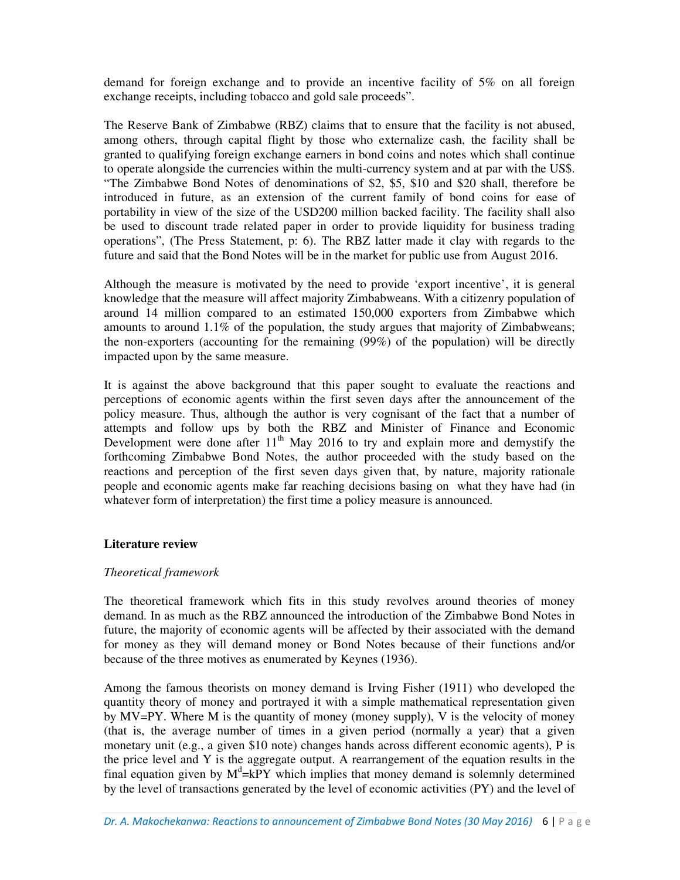demand for foreign exchange and to provide an incentive facility of 5% on all foreign exchange receipts, including tobacco and gold sale proceeds".

The Reserve Bank of Zimbabwe (RBZ) claims that to ensure that the facility is not abused, among others, through capital flight by those who externalize cash, the facility shall be granted to qualifying foreign exchange earners in bond coins and notes which shall continue to operate alongside the currencies within the multi-currency system and at par with the US$. "The Zimbabwe Bond Notes of denominations of $2, $5, $10 and $20 shall, therefore be introduced in future, as an extension of the current family of bond coins for ease of portability in view of the size of the USD200 million backed facility. The facility shall also be used to discount trade related paper in order to provide liquidity for business trading operations", (The Press Statement, p: 6). The RBZ latter made it clay with regards to the future and said that the Bond Notes will be in the market for public use from August 2016.

Although the measure is motivated by the need to provide 'export incentive', it is general knowledge that the measure will affect majority Zimbabweans. With a citizenry population of around 14 million compared to an estimated 150,000 exporters from Zimbabwe which amounts to around 1.1% of the population, the study argues that majority of Zimbabweans; the non-exporters (accounting for the remaining (99%) of the population) will be directly impacted upon by the same measure.

It is against the above background that this paper sought to evaluate the reactions and perceptions of economic agents within the first seven days after the announcement of the policy measure. Thus, although the author is very cognisant of the fact that a number of attempts and follow ups by both the RBZ and Minister of Finance and Economic Development were done after 11th May 2016 to try and explain more and demystify the forthcoming Zimbabwe Bond Notes, the author proceeded with the study based on the reactions and perception of the first seven days given that, by nature, majority rationale people and economic agents make far reaching decisions basing on what they have had (in whatever form of interpretation) the first time a policy measure is announced.

## Literature review

### *Theoretical framework*

The theoretical framework which fits in this study revolves around theories of money demand. In as much as the RBZ announced the introduction of the Zimbabwe Bond Notes in future, the majority of economic agents will be affected by their associated with the demand for money as they will demand money or Bond Notes because of their functions and/or because of the three motives as enumerated by Keynes (1936).

Among the famous theorists on money demand is Irving Fisher (1911) who developed the quantity theory of money and portrayed it with a simple mathematical representation given by $MV=PY$. Where M is the quantity of money (money supply), V is the velocity of money (that is, the average number of times in a given period (normally a year) that a given monetary unit (e.g., a given \$10 note) changes hands across different economic agents), P is the price level and Y is the aggregate output. A rearrangement of the equation results in the final equation given by $M^d=kPY$ which implies that money demand is solemnly determined by the level of transactions generated by the level of economic activities (PY) and the level of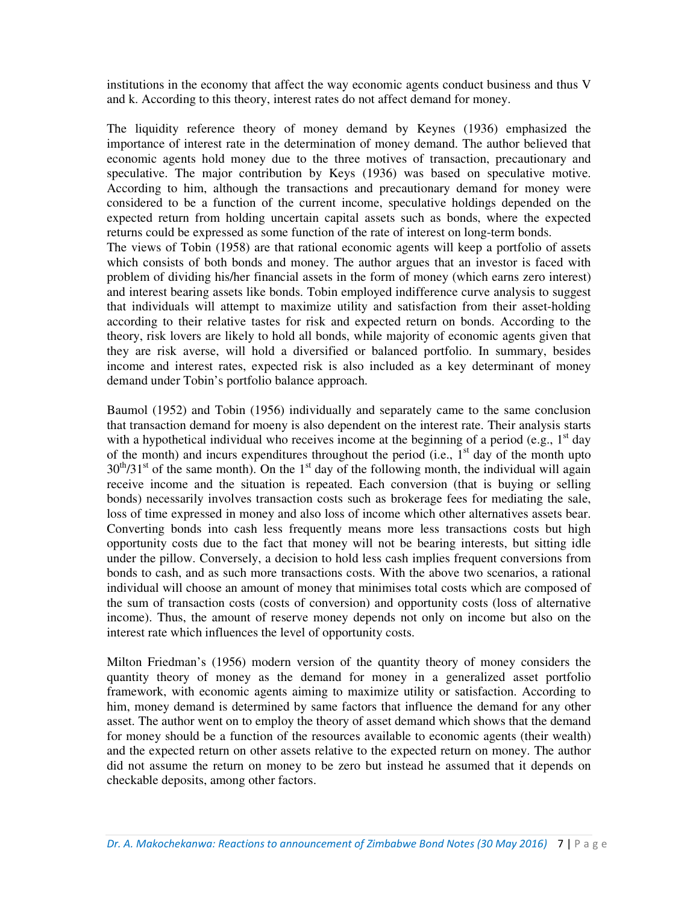institutions in the economy that affect the way economic agents conduct business and thus V and k. According to this theory, interest rates do not affect demand for money.

The liquidity reference theory of money demand by Keynes (1936) emphasized the importance of interest rate in the determination of money demand. The author believed that economic agents hold money due to the three motives of transaction, precautionary and speculative. The major contribution by Keys (1936) was based on speculative motive. According to him, although the transactions and precautionary demand for money were considered to be a function of the current income, speculative holdings depended on the expected return from holding uncertain capital assets such as bonds, where the expected returns could be expressed as some function of the rate of interest on long-term bonds.

The views of Tobin (1958) are that rational economic agents will keep a portfolio of assets which consists of both bonds and money. The author argues that an investor is faced with problem of dividing his/her financial assets in the form of money (which earns zero interest) and interest bearing assets like bonds. Tobin employed indifference curve analysis to suggest that individuals will attempt to maximize utility and satisfaction from their asset-holding according to their relative tastes for risk and expected return on bonds. According to the theory, risk lovers are likely to hold all bonds, while majority of economic agents given that they are risk averse, will hold a diversified or balanced portfolio. In summary, besides income and interest rates, expected risk is also included as a key determinant of money demand under Tobin's portfolio balance approach.

Baumol (1952) and Tobin (1956) individually and separately came to the same conclusion that transaction demand for moeny is also dependent on the interest rate. Their analysis starts with a hypothetical individual who receives income at the beginning of a period (e.g., 1st day of the month) and incurs expenditures throughout the period (i.e., 1st day of the month upto 30th/31st of the same month). On the 1st day of the following month, the individual will again receive income and the situation is repeated. Each conversion (that is buying or selling bonds) necessarily involves transaction costs such as brokerage fees for mediating the sale, loss of time expressed in money and also loss of income which other alternatives assets bear. Converting bonds into cash less frequently means more less transactions costs but high opportunity costs due to the fact that money will not be bearing interests, but sitting idle under the pillow. Conversely, a decision to hold less cash implies frequent conversions from bonds to cash, and as such more transactions costs. With the above two scenarios, a rational individual will choose an amount of money that minimises total costs which are composed of the sum of transaction costs (costs of conversion) and opportunity costs (loss of alternative income). Thus, the amount of reserve money depends not only on income but also on the interest rate which influences the level of opportunity costs.

Milton Friedman's (1956) modern version of the quantity theory of money considers the quantity theory of money as the demand for money in a generalized asset portfolio framework, with economic agents aiming to maximize utility or satisfaction. According to him, money demand is determined by same factors that influence the demand for any other asset. The author went on to employ the theory of asset demand which shows that the demand for money should be a function of the resources available to economic agents (their wealth) and the expected return on other assets relative to the expected return on money. The author did not assume the return on money to be zero but instead he assumed that it depends on checkable deposits, among other factors.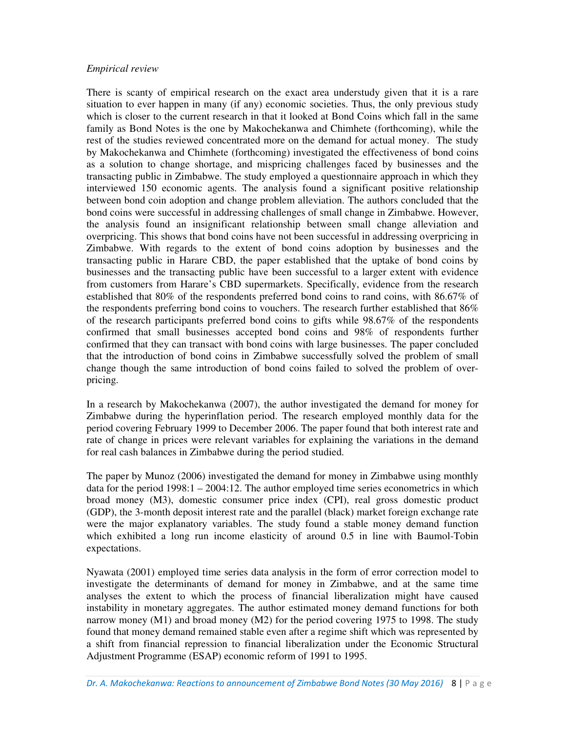*Empirical review*

There is scanty of empirical research on the exact area understudy given that it is a rare situation to ever happen in many (if any) economic societies. Thus, the only previous study which is closer to the current research in that it looked at Bond Coins which fall in the same family as Bond Notes is the one by Makochekanwa and Chimhete (forthcoming), while the rest of the studies reviewed concentrated more on the demand for actual money. The study by Makochekanwa and Chimhete (forthcoming) investigated the effectiveness of bond coins as a solution to change shortage, and mispricing challenges faced by businesses and the transacting public in Zimbabwe. The study employed a questionnaire approach in which they interviewed 150 economic agents. The analysis found a significant positive relationship between bond coin adoption and change problem alleviation. The authors concluded that the bond coins were successful in addressing challenges of small change in Zimbabwe. However, the analysis found an insignificant relationship between small change alleviation and overpricing. This shows that bond coins have not been successful in addressing overpricing in Zimbabwe. With regards to the extent of bond coins adoption by businesses and the transacting public in Harare CBD, the paper established that the uptake of bond coins by businesses and the transacting public have been successful to a larger extent with evidence from customers from Harare's CBD supermarkets. Specifically, evidence from the research established that 80% of the respondents preferred bond coins to rand coins, with 86.67% of the respondents preferring bond coins to vouchers. The research further established that 86% of the research participants preferred bond coins to gifts while 98.67% of the respondents confirmed that small businesses accepted bond coins and 98% of respondents further confirmed that they can transact with bond coins with large businesses. The paper concluded that the introduction of bond coins in Zimbabwe successfully solved the problem of small change though the same introduction of bond coins failed to solved the problem of over-pricing.

In a research by Makochekanwa (2007), the author investigated the demand for money for Zimbabwe during the hyperinflation period. The research employed monthly data for the period covering February 1999 to December 2006. The paper found that both interest rate and rate of change in prices were relevant variables for explaining the variations in the demand for real cash balances in Zimbabwe during the period studied.

The paper by Munoz (2006) investigated the demand for money in Zimbabwe using monthly data for the period 1998:1 – 2004:12. The author employed time series econometrics in which broad money (M3), domestic consumer price index (CPI), real gross domestic product (GDP), the 3-month deposit interest rate and the parallel (black) market foreign exchange rate were the major explanatory variables. The study found a stable money demand function which exhibited a long run income elasticity of around 0.5 in line with Baumol-Tobin expectations.

Nyawata (2001) employed time series data analysis in the form of error correction model to investigate the determinants of demand for money in Zimbabwe, and at the same time analyses the extent to which the process of financial liberalization might have caused instability in monetary aggregates. The author estimated money demand functions for both narrow money (M1) and broad money (M2) for the period covering 1975 to 1998. The study found that money demand remained stable even after a regime shift which was represented by a shift from financial repression to financial liberalization under the Economic Structural Adjustment Programme (ESAP) economic reform of 1991 to 1995.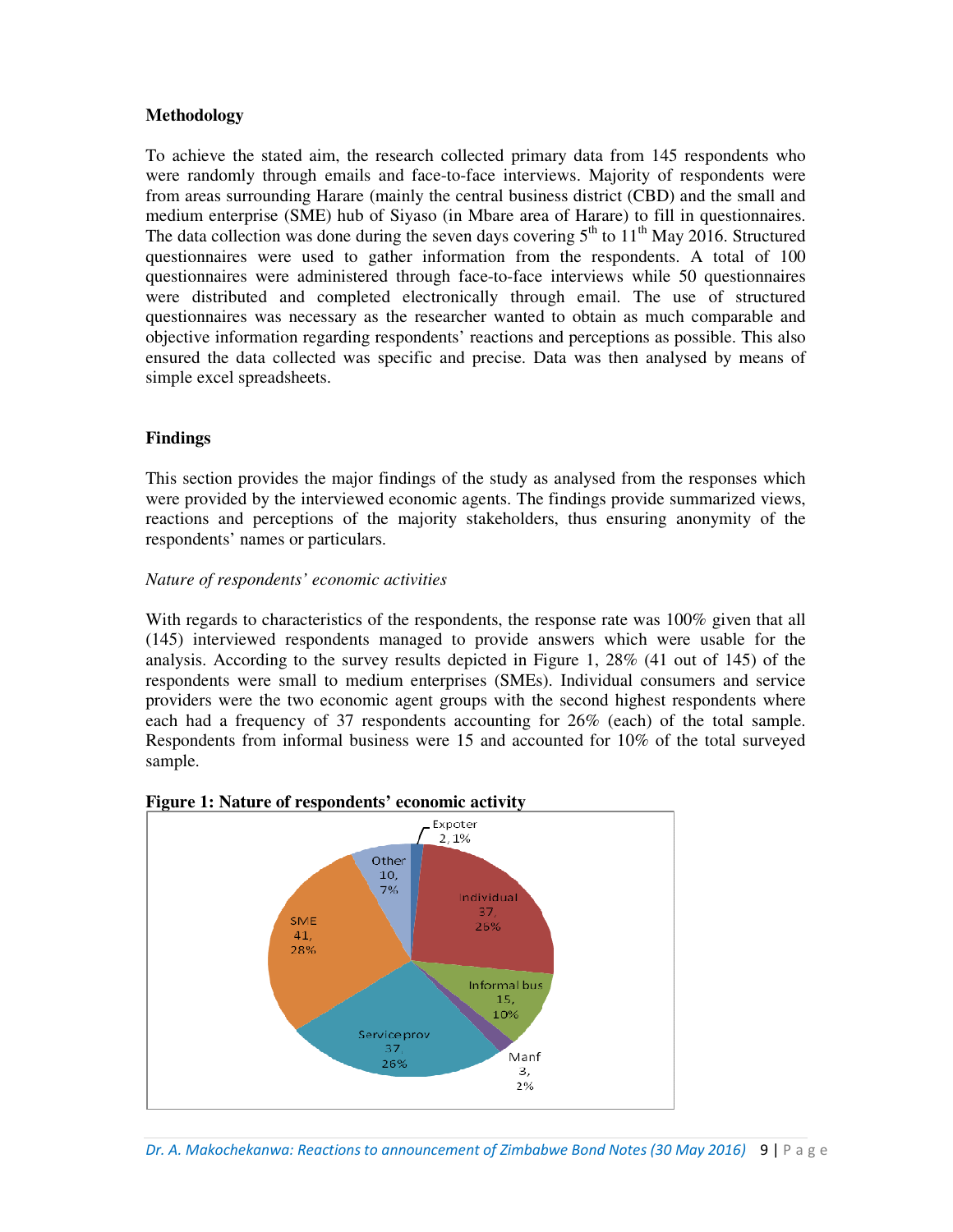**Methodology**

To achieve the stated aim, the research collected primary data from 145 respondents who were randomly through emails and face-to-face interviews. Majority of respondents were from areas surrounding Harare (mainly the central business district (CBD) and the small and medium enterprise (SME) hub of Siyaso (in Mbare area of Harare) to fill in questionnaires. The data collection was done during the seven days covering 5th to 11th May 2016. Structured questionnaires were used to gather information from the respondents. A total of 100 questionnaires were administered through face-to-face interviews while 50 questionnaires were distributed and completed electronically through email. The use of structured questionnaires was necessary as the researcher wanted to obtain as much comparable and objective information regarding respondents' reactions and perceptions as possible. This also ensured the data collected was specific and precise. Data was then analysed by means of simple excel spreadsheets.

**Findings**

This section provides the major findings of the study as analysed from the responses which were provided by the interviewed economic agents. The findings provide summarized views, reactions and perceptions of the majority stakeholders, thus ensuring anonymity of the respondents' names or particulars.

*Nature of respondents' economic activities*

With regards to characteristics of the respondents, the response rate was 100% given that all (145) interviewed respondents managed to provide answers which were usable for the analysis. According to the survey results depicted in Figure 1, 28% (41 out of 145) of the respondents were small to medium enterprises (SMEs). Individual consumers and service providers were the two economic agent groups with the second highest respondents where each had a frequency of 37 respondents accounting for 26% (each) of the total sample. Respondents from informal business were 15 and accounted for 10% of the total surveyed sample.

**Figure 1: Nature of respondents' economic activity**

| Category | Frequency | Percentage |
|---|---|---|
| Expoter | 2 | 1% |
| Individual | 37 | 26% |
| Informal bus | 15 | 10% |
| Manf | 3 | 2% |
| Service prov | 37 | 26% |
| SME | 41 | 28% |
| Other | 10 | 7% |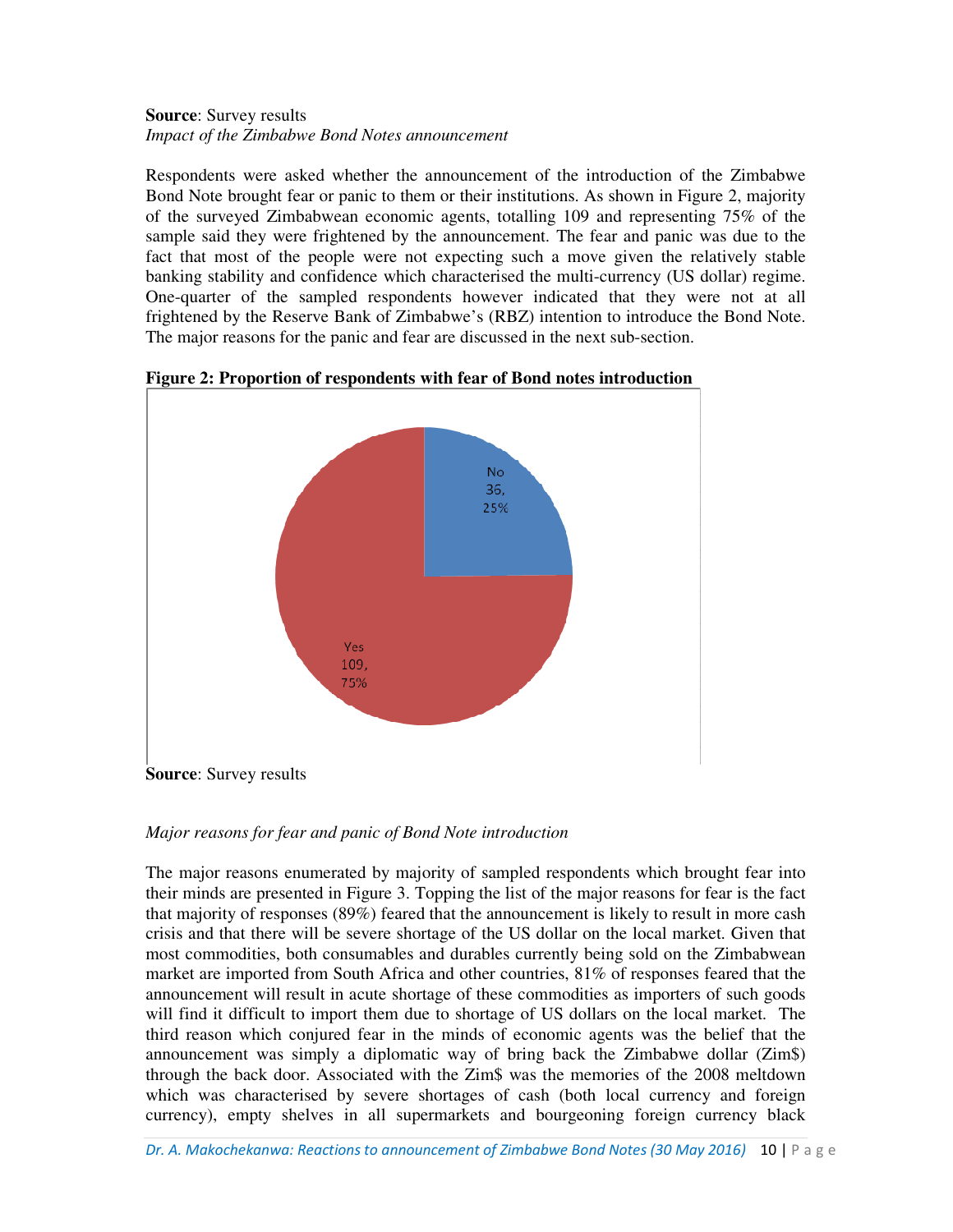**Source**: Survey results

*Impact of the Zimbabwe Bond Notes announcement*

Respondents were asked whether the announcement of the introduction of the Zimbabwe Bond Note brought fear or panic to them or their institutions. As shown in Figure 2, majority of the surveyed Zimbabwean economic agents, totalling 109 and representing 75% of the sample said they were frightened by the announcement. The fear and panic was due to the fact that most of the people were not expecting such a move given the relatively stable banking stability and confidence which characterised the multi-currency (US dollar) regime. One-quarter of the sampled respondents however indicated that they were not at all frightened by the Reserve Bank of Zimbabwe's (RBZ) intention to introduce the Bond Note. The major reasons for the panic and fear are discussed in the next sub-section.

**Figure 2: Proportion of respondents with fear of Bond notes introduction**

No 36, 25%

Yes 109, 75%

**Source**: Survey results

*Major reasons for fear and panic of Bond Note introduction*

The major reasons enumerated by majority of sampled respondents which brought fear into their minds are presented in Figure 3. Topping the list of the major reasons for fear is the fact that majority of responses (89%) feared that the announcement is likely to result in more cash crisis and that there will be severe shortage of the US dollar on the local market. Given that most commodities, both consumables and durables currently being sold on the Zimbabwean market are imported from South Africa and other countries, 81% of responses feared that the announcement will result in acute shortage of these commodities as importers of such goods will find it difficult to import them due to shortage of US dollars on the local market. The third reason which conjured fear in the minds of economic agents was the belief that the announcement was simply a diplomatic way of bring back the Zimbabwe dollar (Zim$) through the back door. Associated with the Zim$ was the memories of the 2008 meltdown which was characterised by severe shortages of cash (both local currency and foreign currency), empty shelves in all supermarkets and bourgeoning foreign currency black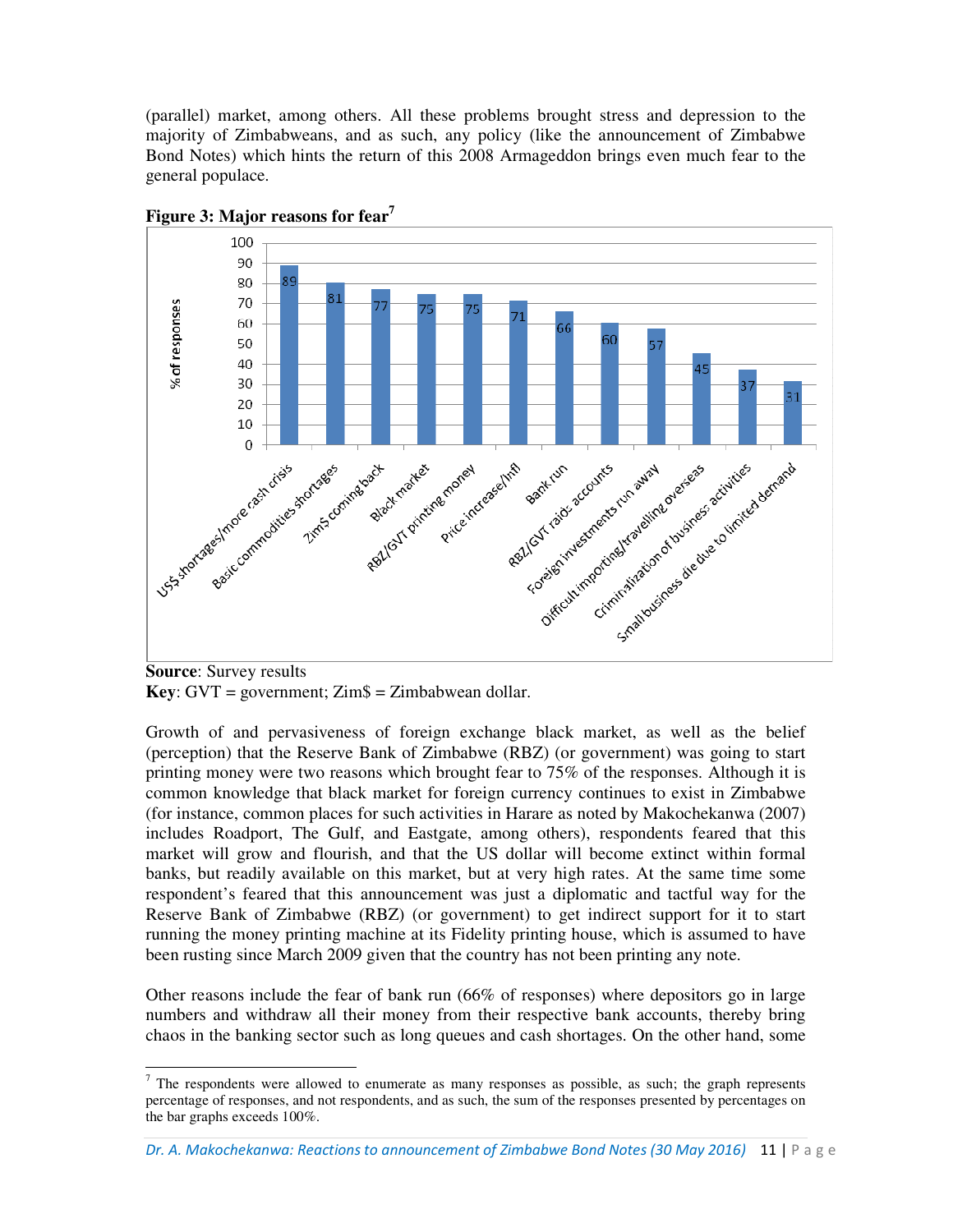(parallel) market, among others. All these problems brought stress and depression to the majority of Zimbabweans, and as such, any policy (like the announcement of Zimbabwe Bond Notes) which hints the return of this 2008 Armageddon brings even much fear to the general populace.

**Figure 3: Major reasons for fear**[7]

| Reason | % of responses |
|---|---|
| US$ shortages/more cash crisis | 89 |
| Basic commodities shortages | 81 |
| Zim$ coming back | 77 |
| Black market | 75 |
| RBZ/GVT printing money | 75 |
| Price increase/infl | 71 |
| Bank run | 66 |
| RBZ/GVT raids accounts | 60 |
| Foreign investments run away | 57 |
| Difficult importing/travelling overseas | 45 |
| Criminalization of business activities | 37 |
| Small business die due to limited demand | 31 |

**Source**: Survey results
**Key**: GVT = government; Zim$ = Zimbabwean dollar.

Growth of and pervasiveness of foreign exchange black market, as well as the belief (perception) that the Reserve Bank of Zimbabwe (RBZ) (or government) was going to start printing money were two reasons which brought fear to 75% of the responses. Although it is common knowledge that black market for foreign currency continues to exist in Zimbabwe (for instance, common places for such activities in Harare as noted by Makochekanwa (2007) includes Roadport, The Gulf, and Eastgate, among others), respondents feared that this market will grow and flourish, and that the US dollar will become extinct within formal banks, but readily available on this market, but at very high rates. At the same time some respondent's feared that this announcement was just a diplomatic and tactful way for the Reserve Bank of Zimbabwe (RBZ) (or government) to get indirect support for it to start running the money printing machine at its Fidelity printing house, which is assumed to have been rusting since March 2009 given that the country has not been printing any note.

Other reasons include the fear of bank run (66% of responses) where depositors go in large numbers and withdraw all their money from their respective bank accounts, thereby bring chaos in the banking sector such as long queues and cash shortages. On the other hand, some

[7] The respondents were allowed to enumerate as many responses as possible, as such; the graph represents percentage of responses, and not respondents, and as such, the sum of the responses presented by percentages on the bar graphs exceeds 100%.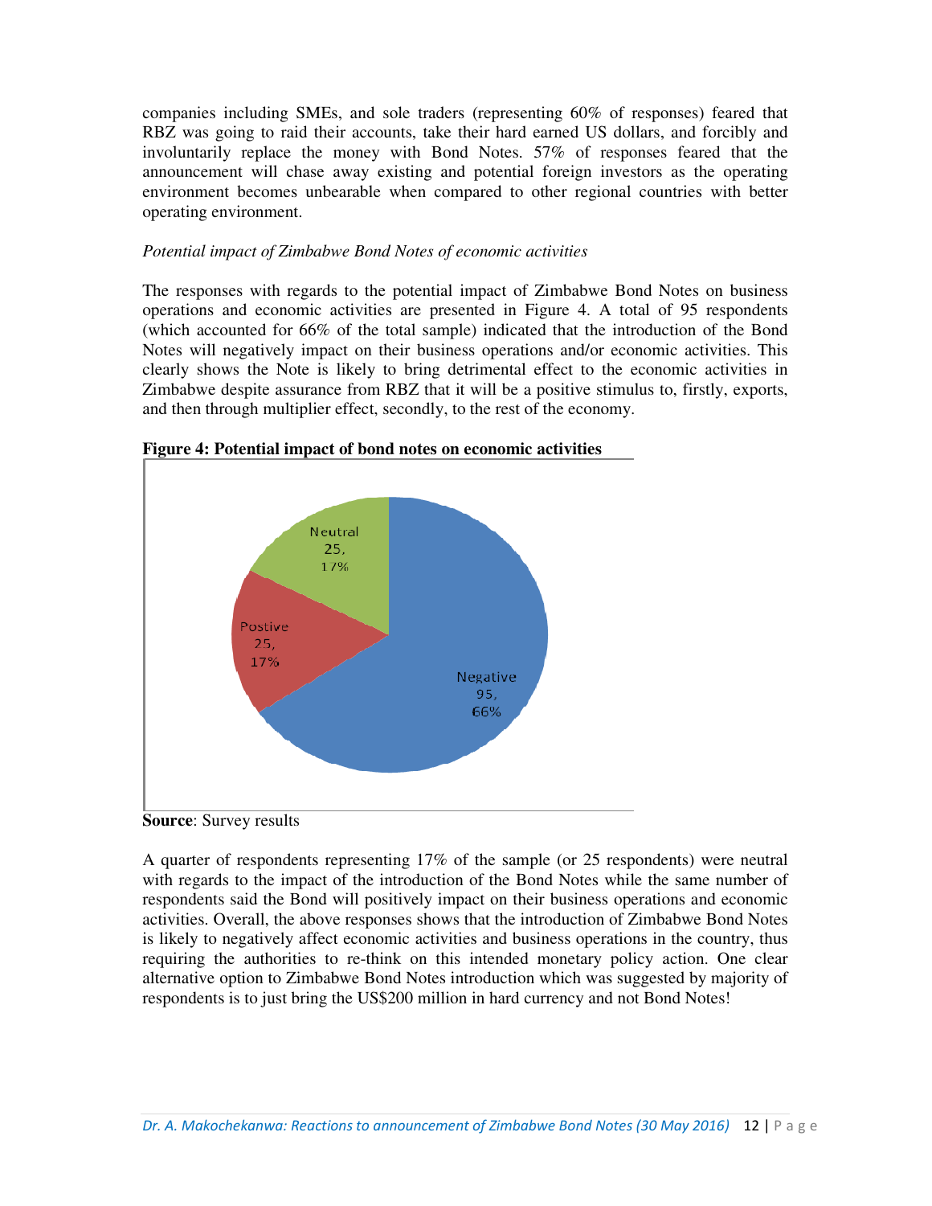companies including SMEs, and sole traders (representing 60% of responses) feared that RBZ was going to raid their accounts, take their hard earned US dollars, and forcibly and involuntarily replace the money with Bond Notes. 57% of responses feared that the announcement will chase away existing and potential foreign investors as the operating environment becomes unbearable when compared to other regional countries with better operating environment.

*Potential impact of Zimbabwe Bond Notes of economic activities*

The responses with regards to the potential impact of Zimbabwe Bond Notes on business operations and economic activities are presented in Figure 4. A total of 95 respondents (which accounted for 66% of the total sample) indicated that the introduction of the Bond Notes will negatively impact on their business operations and/or economic activities. This clearly shows the Note is likely to bring detrimental effect to the economic activities in Zimbabwe despite assurance from RBZ that it will be a positive stimulus to, firstly, exports, and then through multiplier effect, secondly, to the rest of the economy.

**Figure 4: Potential impact of bond notes on economic activities**

| Response | Number | Percentage |
|---|---|---|
| Negative | 95 | 66% |
| Postive | 25 | 17% |
| Neutral | 25 | 17% |

**Source**: Survey results

A quarter of respondents representing 17% of the sample (or 25 respondents) were neutral with regards to the impact of the introduction of the Bond Notes while the same number of respondents said the Bond will positively impact on their business operations and economic activities. Overall, the above responses shows that the introduction of Zimbabwe Bond Notes is likely to negatively affect economic activities and business operations in the country, thus requiring the authorities to re-think on this intended monetary policy action. One clear alternative option to Zimbabwe Bond Notes introduction which was suggested by majority of respondents is to just bring the US$200 million in hard currency and not Bond Notes!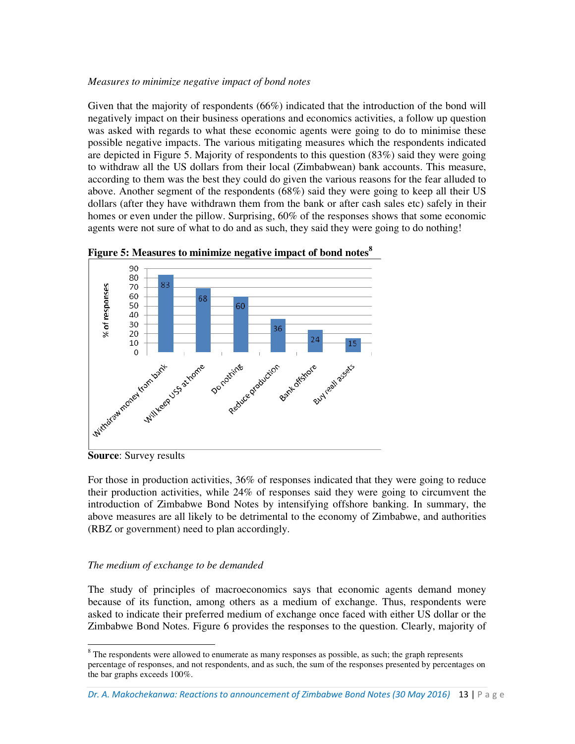*Measures to minimize negative impact of bond notes*

Given that the majority of respondents (66%) indicated that the introduction of the bond will negatively impact on their business operations and economics activities, a follow up question was asked with regards to what these economic agents were going to do to minimise these possible negative impacts. The various mitigating measures which the respondents indicated are depicted in Figure 5. Majority of respondents to this question (83%) said they were going to withdraw all the US dollars from their local (Zimbabwean) bank accounts. This measure, according to them was the best they could do given the various reasons for the fear alluded to above. Another segment of the respondents (68%) said they were going to keep all their US dollars (after they have withdrawn them from the bank or after cash sales etc) safely in their homes or even under the pillow. Surprising, 60% of the responses shows that some economic agents were not sure of what to do and as such, they said they were going to do nothing!

**Figure 5: Measures to minimize negative impact of bond notes**[8]

| Measure | % of responses |
|---|---|
| Withdraw money from bank | 83 |
| Will keep US$ at home | 68 |
| Do nothing | 60 |
| Reduce production | 36 |
| Bank offshore | 24 |
| Buy reall assets | 15 |

**Source**: Survey results

For those in production activities, 36% of responses indicated that they were going to reduce their production activities, while 24% of responses said they were going to circumvent the introduction of Zimbabwe Bond Notes by intensifying offshore banking. In summary, the above measures are all likely to be detrimental to the economy of Zimbabwe, and authorities (RBZ or government) need to plan accordingly.

*The medium of exchange to be demanded*

The study of principles of macroeconomics says that economic agents demand money because of its function, among others as a medium of exchange. Thus, respondents were asked to indicate their preferred medium of exchange once faced with either US dollar or the Zimbabwe Bond Notes. Figure 6 provides the responses to the question. Clearly, majority of

[8] The respondents were allowed to enumerate as many responses as possible, as such; the graph represents percentage of responses, and not respondents, and as such, the sum of the responses presented by percentages on the bar graphs exceeds 100%.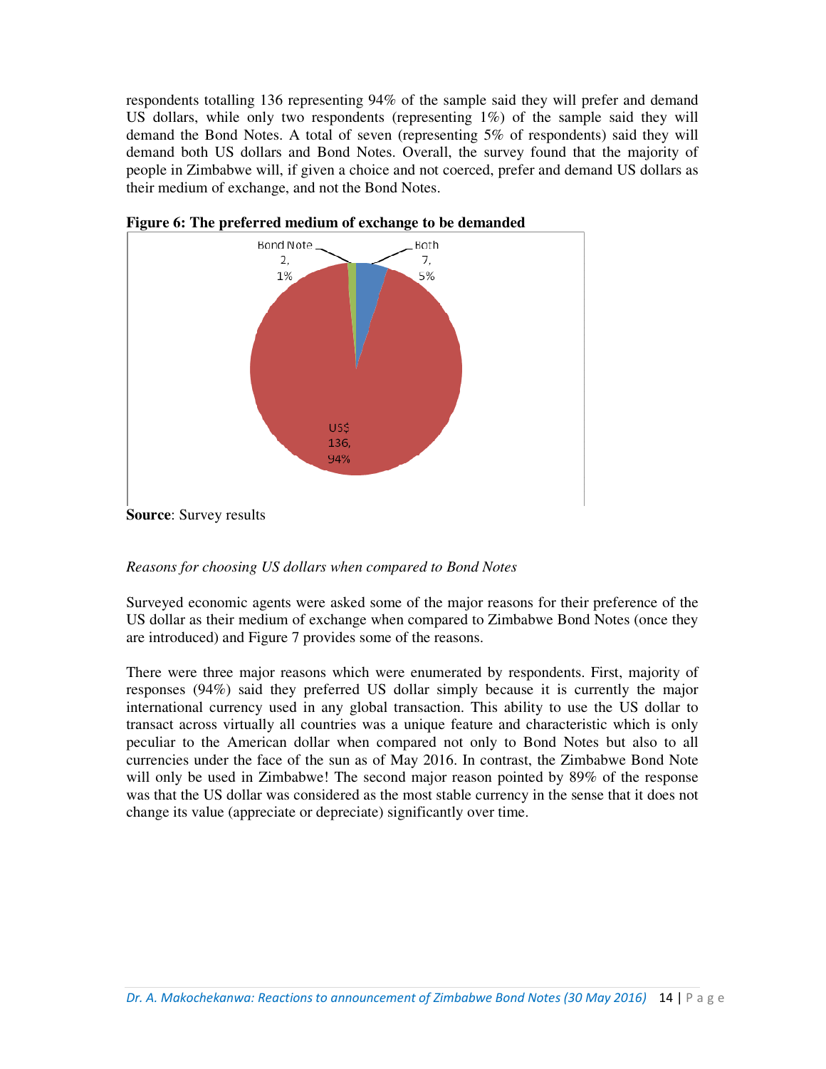respondents totalling 136 representing 94% of the sample said they will prefer and demand US dollars, while only two respondents (representing 1%) of the sample said they will demand the Bond Notes. A total of seven (representing 5% of respondents) said they will demand both US dollars and Bond Notes. Overall, the survey found that the majority of people in Zimbabwe will, if given a choice and not coerced, prefer and demand US dollars as their medium of exchange, and not the Bond Notes.

**Figure 6: The preferred medium of exchange to be demanded**

Bond Note 2, 1%

Both 7, 5%

US$ 136, 94%

**Source**: Survey results

*Reasons for choosing US dollars when compared to Bond Notes*

Surveyed economic agents were asked some of the major reasons for their preference of the US dollar as their medium of exchange when compared to Zimbabwe Bond Notes (once they are introduced) and Figure 7 provides some of the reasons.

There were three major reasons which were enumerated by respondents. First, majority of responses (94%) said they preferred US dollar simply because it is currently the major international currency used in any global transaction. This ability to use the US dollar to transact across virtually all countries was a unique feature and characteristic which is only peculiar to the American dollar when compared not only to Bond Notes but also to all currencies under the face of the sun as of May 2016. In contrast, the Zimbabwe Bond Note will only be used in Zimbabwe! The second major reason pointed by 89% of the response was that the US dollar was considered as the most stable currency in the sense that it does not change its value (appreciate or depreciate) significantly over time.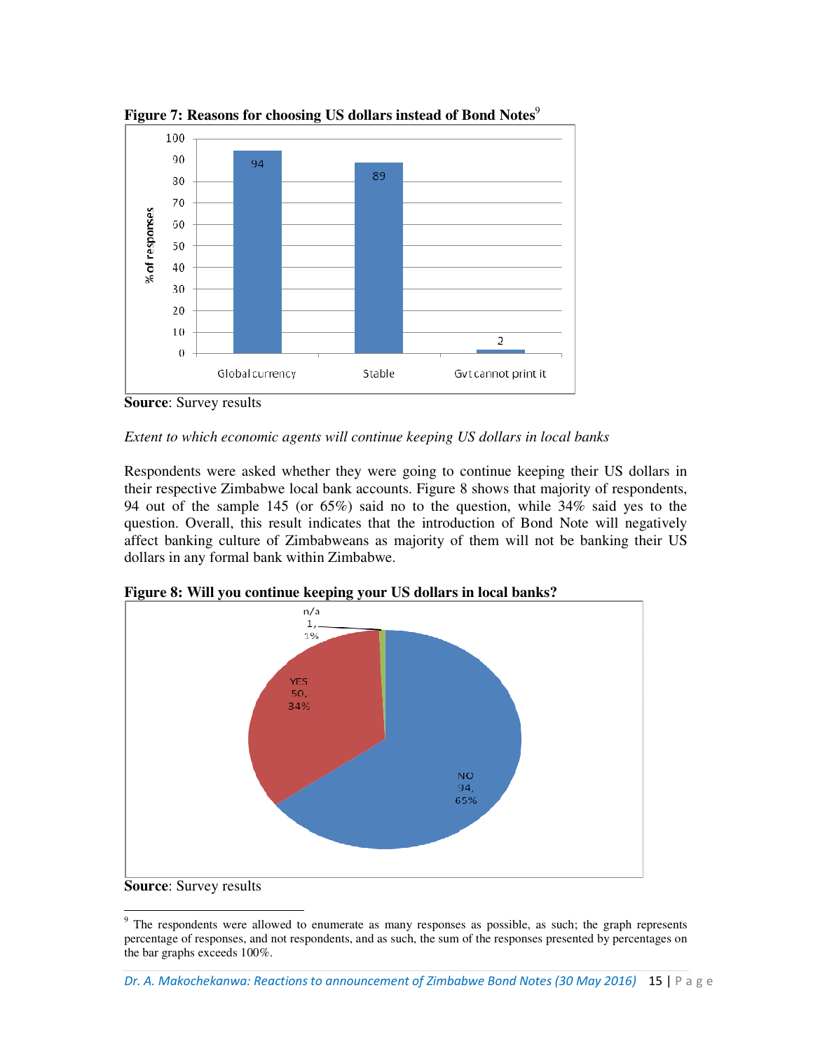**Figure 7: Reasons for choosing US dollars instead of Bond Notes**[9]

**Source**: Survey results

*Extent to which economic agents will continue keeping US dollars in local banks*

Respondents were asked whether they were going to continue keeping their US dollars in their respective Zimbabwe local bank accounts. Figure 8 shows that majority of respondents, 94 out of the sample 145 (or 65%) said no to the question, while 34% said yes to the question. Overall, this result indicates that the introduction of Bond Note will negatively affect banking culture of Zimbabweans as majority of them will not be banking their US dollars in any formal bank within Zimbabwe.

**Figure 8: Will you continue keeping your US dollars in local banks?**

**Source**: Survey results

---

[9] The respondents were allowed to enumerate as many responses as possible, as such; the graph represents percentage of responses, and not respondents, and as such, the sum of the responses presented by percentages on the bar graphs exceeds 100%.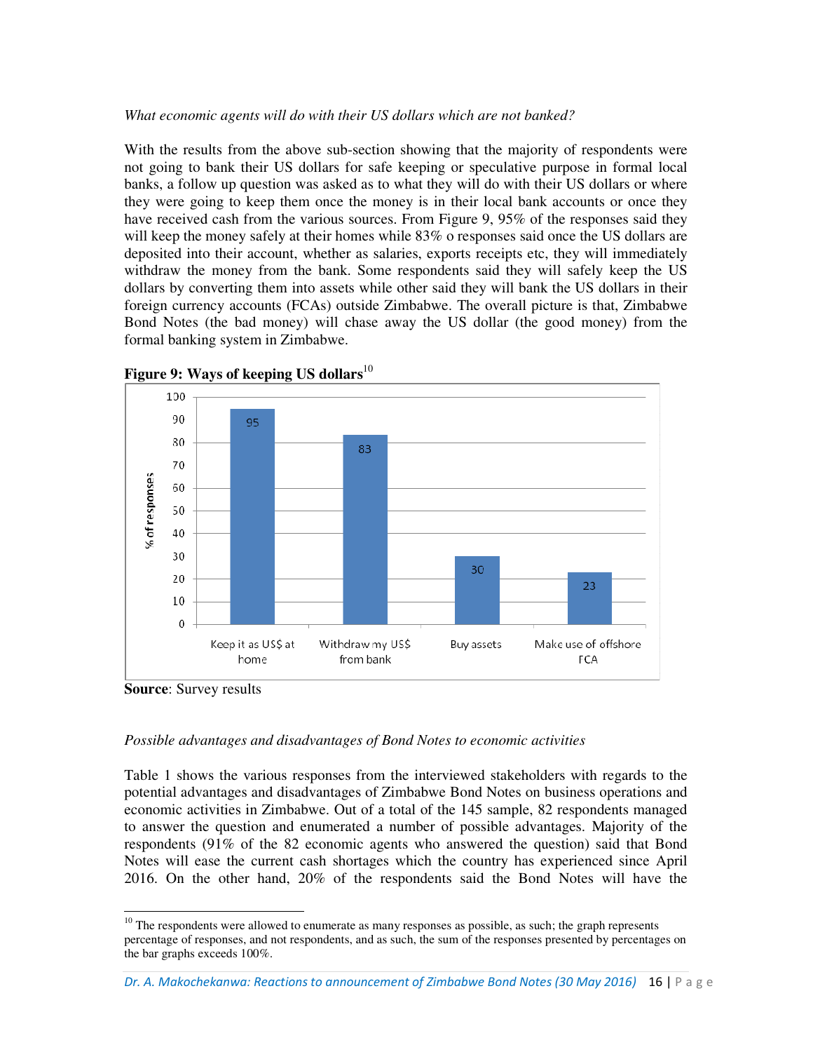*What economic agents will do with their US dollars which are not banked?*

With the results from the above sub-section showing that the majority of respondents were not going to bank their US dollars for safe keeping or speculative purpose in formal local banks, a follow up question was asked as to what they will do with their US dollars or where they were going to keep them once the money is in their local bank accounts or once they have received cash from the various sources. From Figure 9, 95% of the responses said they will keep the money safely at their homes while 83% o responses said once the US dollars are deposited into their account, whether as salaries, exports receipts etc, they will immediately withdraw the money from the bank. Some respondents said they will safely keep the US dollars by converting them into assets while other said they will bank the US dollars in their foreign currency accounts (FCAs) outside Zimbabwe. The overall picture is that, Zimbabwe Bond Notes (the bad money) will chase away the US dollar (the good money) from the formal banking system in Zimbabwe.

**Figure 9: Ways of keeping US dollars**[10]

| Ways of keeping US dollars | % of responses |
|---|---|
| Keep it as US$ at home | 95 |
| Withdraw my US$ from bank | 83 |
| Buy assets | 30 |
| Make use of offshore FCA | 23 |

**Source**: Survey results

*Possible advantages and disadvantages of Bond Notes to economic activities*

Table 1 shows the various responses from the interviewed stakeholders with regards to the potential advantages and disadvantages of Zimbabwe Bond Notes on business operations and economic activities in Zimbabwe. Out of a total of the 145 sample, 82 respondents managed to answer the question and enumerated a number of possible advantages. Majority of the respondents (91% of the 82 economic agents who answered the question) said that Bond Notes will ease the current cash shortages which the country has experienced since April 2016. On the other hand, 20% of the respondents said the Bond Notes will have the

[10] The respondents were allowed to enumerate as many responses as possible, as such; the graph represents percentage of responses, and not respondents, and as such, the sum of the responses presented by percentages on the bar graphs exceeds 100%.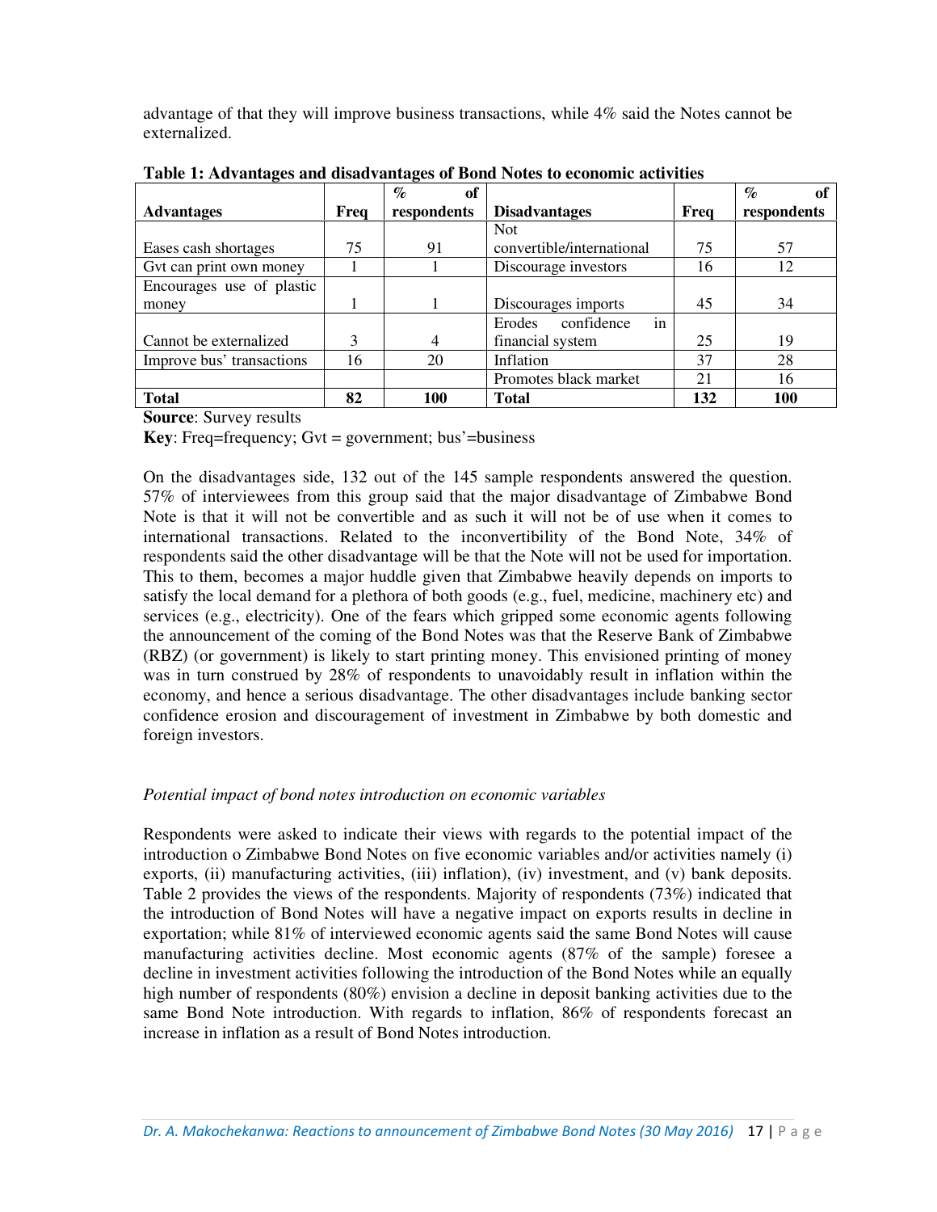advantage of that they will improve business transactions, while 4% said the Notes cannot be externalized.

**Table 1: Advantages and disadvantages of Bond Notes to economic activities**

| Advantages | Freq | % of respondents | Disadvantages | Freq | % of respondents |
|---|---|---|---|---|---|
| Eases cash shortages | 75 | 91 | Not convertible/international | 75 | 57 |
| Gvt can print own money | 1 | 1 | Discourage investors | 16 | 12 |
| Encourages use of plastic money | 1 | 1 | Discourages imports | 45 | 34 |
| Cannot be externalized | 3 | 4 | Erodes confidence in financial system | 25 | 19 |
| Improve bus' transactions | 16 | 20 | Inflation | 37 | 28 |
| | | | Promotes black market | 21 | 16 |
| **Total** | **82** | **100** | **Total** | **132** | **100** |

**Source**: Survey results

**Key**: Freq=frequency; Gvt = government; bus'=business

On the disadvantages side, 132 out of the 145 sample respondents answered the question. 57% of interviewees from this group said that the major disadvantage of Zimbabwe Bond Note is that it will not be convertible and as such it will not be of use when it comes to international transactions. Related to the inconvertibility of the Bond Note, 34% of respondents said the other disadvantage will be that the Note will not be used for importation. This to them, becomes a major huddle given that Zimbabwe heavily depends on imports to satisfy the local demand for a plethora of both goods (e.g., fuel, medicine, machinery etc) and services (e.g., electricity). One of the fears which gripped some economic agents following the announcement of the coming of the Bond Notes was that the Reserve Bank of Zimbabwe (RBZ) (or government) is likely to start printing money. This envisioned printing of money was in turn construed by 28% of respondents to unavoidably result in inflation within the economy, and hence a serious disadvantage. The other disadvantages include banking sector confidence erosion and discouragement of investment in Zimbabwe by both domestic and foreign investors.

*Potential impact of bond notes introduction on economic variables*

Respondents were asked to indicate their views with regards to the potential impact of the introduction o Zimbabwe Bond Notes on five economic variables and/or activities namely (i) exports, (ii) manufacturing activities, (iii) inflation), (iv) investment, and (v) bank deposits. Table 2 provides the views of the respondents. Majority of respondents (73%) indicated that the introduction of Bond Notes will have a negative impact on exports results in decline in exportation; while 81% of interviewed economic agents said the same Bond Notes will cause manufacturing activities decline. Most economic agents (87% of the sample) foresee a decline in investment activities following the introduction of the Bond Notes while an equally high number of respondents (80%) envision a decline in deposit banking activities due to the same Bond Note introduction. With regards to inflation, 86% of respondents forecast an increase in inflation as a result of Bond Notes introduction.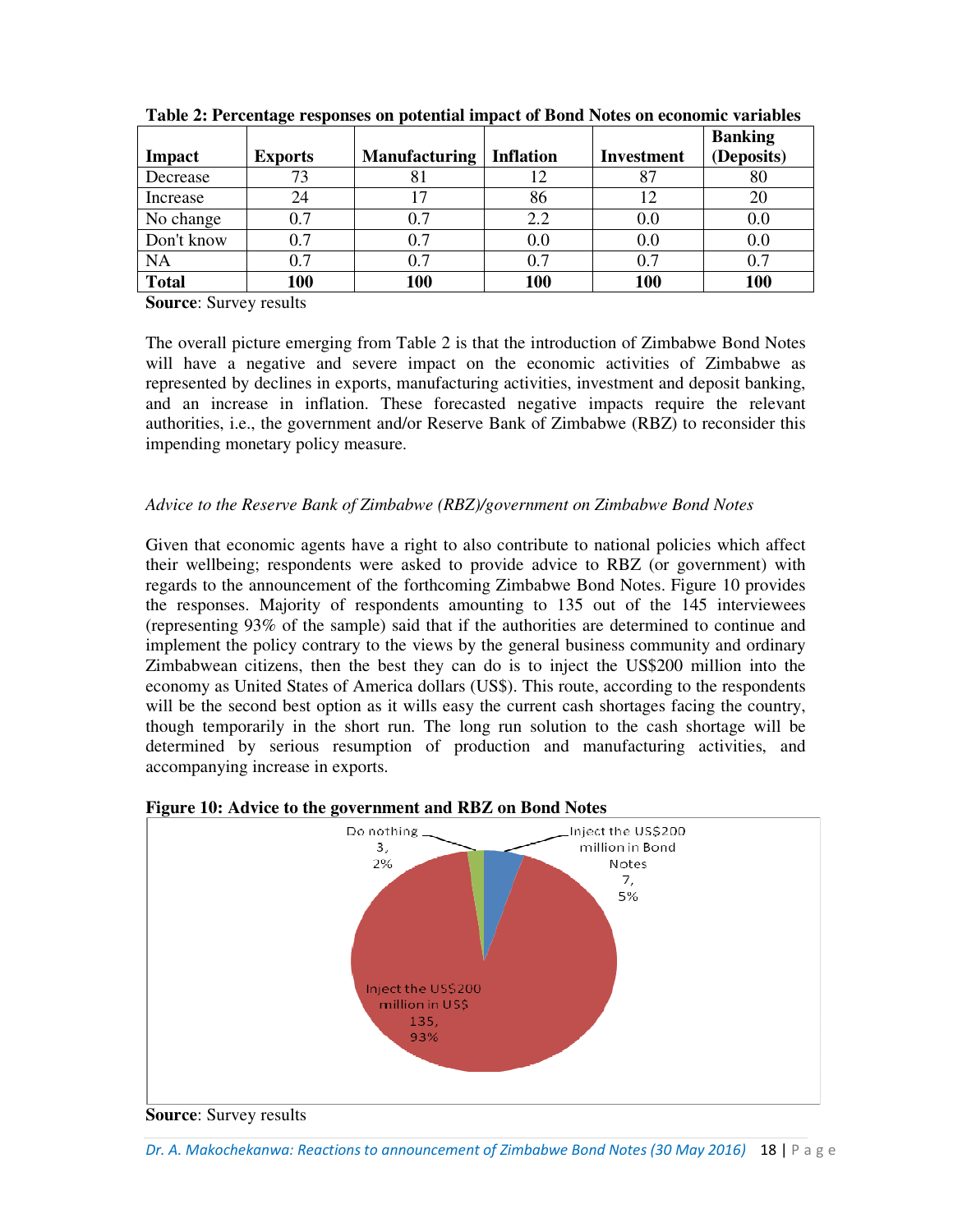**Table 2: Percentage responses on potential impact of Bond Notes on economic variables**

| Impact | Exports | Manufacturing | Inflation | Investment | Banking (Deposits) |
|---|---|---|---|---|---|
| Decrease | 73 | 81 | 12 | 87 | 80 |
| Increase | 24 | 17 | 86 | 12 | 20 |
| No change | 0.7 | 0.7 | 2.2 | 0.0 | 0.0 |
| Don't know | 0.7 | 0.7 | 0.0 | 0.0 | 0.0 |
| NA | 0.7 | 0.7 | 0.7 | 0.7 | 0.7 |
| **Total** | **100** | **100** | **100** | **100** | **100** |

**Source**: Survey results

The overall picture emerging from Table 2 is that the introduction of Zimbabwe Bond Notes will have a negative and severe impact on the economic activities of Zimbabwe as represented by declines in exports, manufacturing activities, investment and deposit banking, and an increase in inflation. These forecasted negative impacts require the relevant authorities, i.e., the government and/or Reserve Bank of Zimbabwe (RBZ) to reconsider this impending monetary policy measure.

*Advice to the Reserve Bank of Zimbabwe (RBZ)/government on Zimbabwe Bond Notes*

Given that economic agents have a right to also contribute to national policies which affect their wellbeing; respondents were asked to provide advice to RBZ (or government) with regards to the announcement of the forthcoming Zimbabwe Bond Notes. Figure 10 provides the responses. Majority of respondents amounting to 135 out of the 145 interviewees (representing 93% of the sample) said that if the authorities are determined to continue and implement the policy contrary to the views by the general business community and ordinary Zimbabwean citizens, then the best they can do is to inject the US$200 million into the economy as United States of America dollars (US$). This route, according to the respondents will be the second best option as it wills easy the current cash shortages facing the country, though temporarily in the short run. The long run solution to the cash shortage will be determined by serious resumption of production and manufacturing activities, and accompanying increase in exports.

**Figure 10: Advice to the government and RBZ on Bond Notes**

| Advice | Number | Percentage |
|---|---|---|
| Do nothing | 3 | 2% |
| Inject the US$200 million in Bond Notes | 7 | 5% |
| Inject the US$200 million in US$ | 135 | 93% |

**Source**: Survey results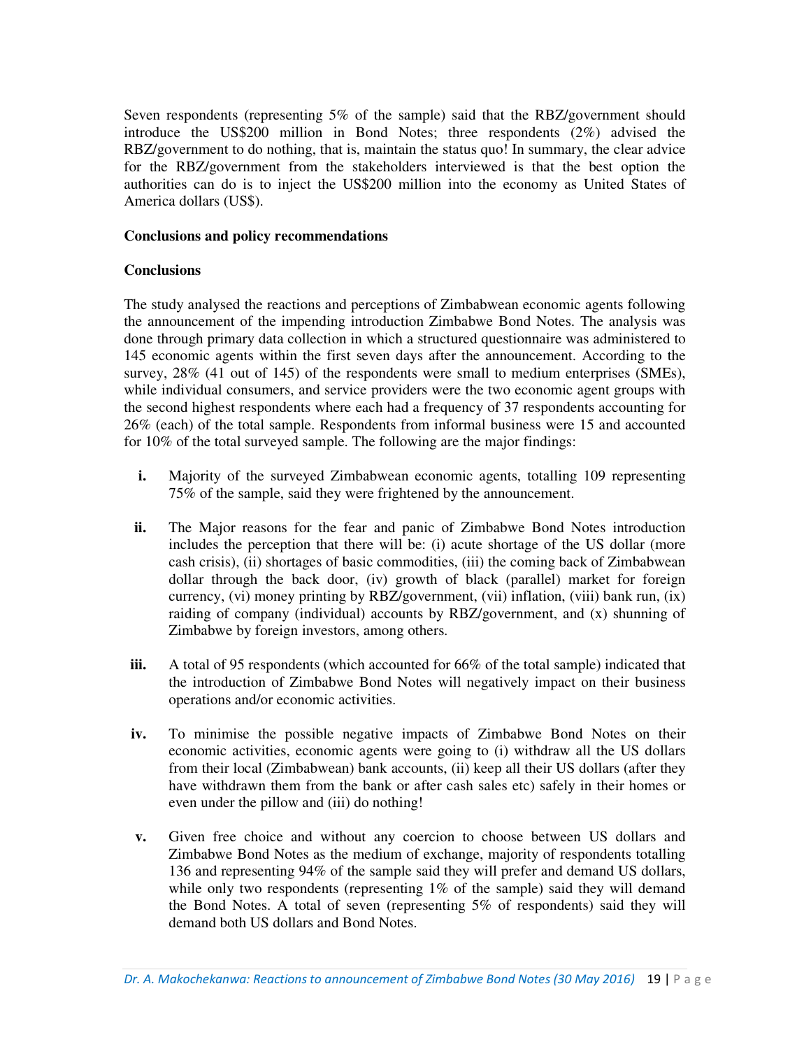Seven respondents (representing 5% of the sample) said that the RBZ/government should introduce the US$200 million in Bond Notes; three respondents (2%) advised the RBZ/government to do nothing, that is, maintain the status quo! In summary, the clear advice for the RBZ/government from the stakeholders interviewed is that the best option the authorities can do is to inject the US$200 million into the economy as United States of America dollars (US$).

## Conclusions and policy recommendations

### Conclusions

The study analysed the reactions and perceptions of Zimbabwean economic agents following the announcement of the impending introduction Zimbabwe Bond Notes. The analysis was done through primary data collection in which a structured questionnaire was administered to 145 economic agents within the first seven days after the announcement. According to the survey, 28% (41 out of 145) of the respondents were small to medium enterprises (SMEs), while individual consumers, and service providers were the two economic agent groups with the second highest respondents where each had a frequency of 37 respondents accounting for 26% (each) of the total sample. Respondents from informal business were 15 and accounted for 10% of the total surveyed sample. The following are the major findings:

i. Majority of the surveyed Zimbabwean economic agents, totalling 109 representing 75% of the sample, said they were frightened by the announcement.

ii. The Major reasons for the fear and panic of Zimbabwe Bond Notes introduction includes the perception that there will be: (i) acute shortage of the US dollar (more cash crisis), (ii) shortages of basic commodities, (iii) the coming back of Zimbabwean dollar through the back door, (iv) growth of black (parallel) market for foreign currency, (vi) money printing by RBZ/government, (vii) inflation, (viii) bank run, (ix) raiding of company (individual) accounts by RBZ/government, and (x) shunning of Zimbabwe by foreign investors, among others.

iii. A total of 95 respondents (which accounted for 66% of the total sample) indicated that the introduction of Zimbabwe Bond Notes will negatively impact on their business operations and/or economic activities.

iv. To minimise the possible negative impacts of Zimbabwe Bond Notes on their economic activities, economic agents were going to (i) withdraw all the US dollars from their local (Zimbabwean) bank accounts, (ii) keep all their US dollars (after they have withdrawn them from the bank or after cash sales etc) safely in their homes or even under the pillow and (iii) do nothing!

v. Given free choice and without any coercion to choose between US dollars and Zimbabwe Bond Notes as the medium of exchange, majority of respondents totalling 136 and representing 94% of the sample said they will prefer and demand US dollars, while only two respondents (representing 1% of the sample) said they will demand the Bond Notes. A total of seven (representing 5% of respondents) said they will demand both US dollars and Bond Notes.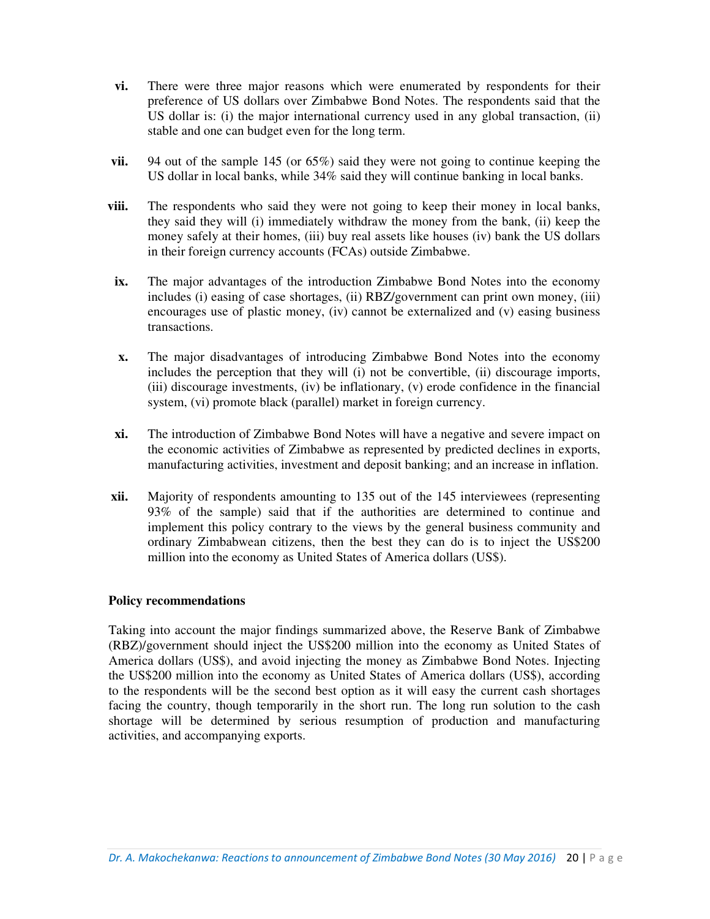vi. There were three major reasons which were enumerated by respondents for their preference of US dollars over Zimbabwe Bond Notes. The respondents said that the US dollar is: (i) the major international currency used in any global transaction, (ii) stable and one can budget even for the long term.

vii. 94 out of the sample 145 (or 65%) said they were not going to continue keeping the US dollar in local banks, while 34% said they will continue banking in local banks.

viii. The respondents who said they were not going to keep their money in local banks, they said they will (i) immediately withdraw the money from the bank, (ii) keep the money safely at their homes, (iii) buy real assets like houses (iv) bank the US dollars in their foreign currency accounts (FCAs) outside Zimbabwe.

ix. The major advantages of the introduction Zimbabwe Bond Notes into the economy includes (i) easing of case shortages, (ii) RBZ/government can print own money, (iii) encourages use of plastic money, (iv) cannot be externalized and (v) easing business transactions.

x. The major disadvantages of introducing Zimbabwe Bond Notes into the economy includes the perception that they will (i) not be convertible, (ii) discourage imports, (iii) discourage investments, (iv) be inflationary, (v) erode confidence in the financial system, (vi) promote black (parallel) market in foreign currency.

xi. The introduction of Zimbabwe Bond Notes will have a negative and severe impact on the economic activities of Zimbabwe as represented by predicted declines in exports, manufacturing activities, investment and deposit banking; and an increase in inflation.

xii. Majority of respondents amounting to 135 out of the 145 interviewees (representing 93% of the sample) said that if the authorities are determined to continue and implement this policy contrary to the views by the general business community and ordinary Zimbabwean citizens, then the best they can do is to inject the US$200 million into the economy as United States of America dollars (US$).

**Policy recommendations**

Taking into account the major findings summarized above, the Reserve Bank of Zimbabwe (RBZ)/government should inject the US$200 million into the economy as United States of America dollars (US$), and avoid injecting the money as Zimbabwe Bond Notes. Injecting the US$200 million into the economy as United States of America dollars (US$), according to the respondents will be the second best option as it will easy the current cash shortages facing the country, though temporarily in the short run. The long run solution to the cash shortage will be determined by serious resumption of production and manufacturing activities, and accompanying exports.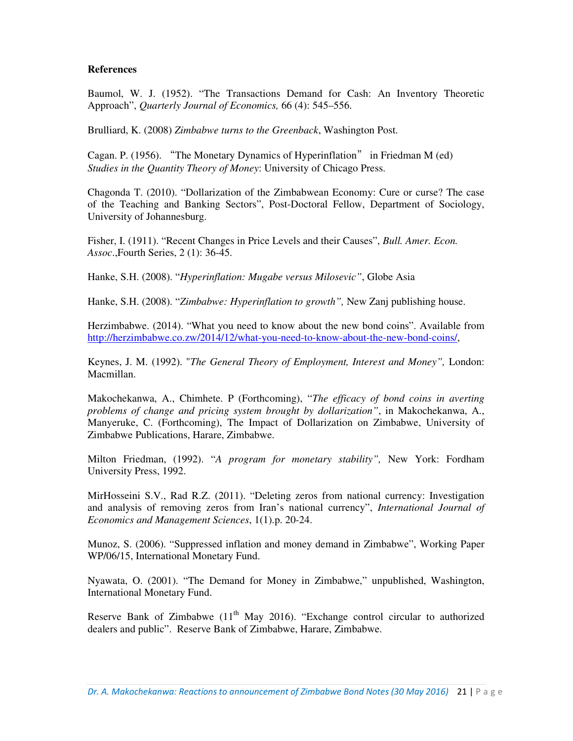**References**

Baumol, W. J. (1952). "The Transactions Demand for Cash: An Inventory Theoretic Approach", *Quarterly Journal of Economics,* 66 (4): 545–556.

Brulliard, K. (2008) *Zimbabwe turns to the Greenback*, Washington Post.

Cagan. P. (1956). "The Monetary Dynamics of Hyperinflation" in Friedman M (ed) *Studies in the Quantity Theory of Money*: University of Chicago Press.

Chagonda T. (2010). "Dollarization of the Zimbabwean Economy: Cure or curse? The case of the Teaching and Banking Sectors", Post-Doctoral Fellow, Department of Sociology, University of Johannesburg.

Fisher, I. (1911). "Recent Changes in Price Levels and their Causes", *Bull. Amer. Econ. Assoc*.,Fourth Series, 2 (1): 36-45.

Hanke, S.H. (2008). "*Hyperinflation: Mugabe versus Milosevic"*, Globe Asia

Hanke, S.H. (2008). "*Zimbabwe: Hyperinflation to growth",* New Zanj publishing house.

Herzimbabwe. (2014). "What you need to know about the new bond coins". Available from http://herzimbabwe.co.zw/2014/12/what-you-need-to-know-about-the-new-bond-coins/,

Keynes, J. M. (1992). "*The General Theory of Employment, Interest and Money",* London: Macmillan.

Makochekanwa, A., Chimhete. P (Forthcoming), "*The efficacy of bond coins in averting problems of change and pricing system brought by dollarization"*, in Makochekanwa, A., Manyeruke, C. (Forthcoming), The Impact of Dollarization on Zimbabwe, University of Zimbabwe Publications, Harare, Zimbabwe.

Milton Friedman, (1992). "*A program for monetary stability",* New York: Fordham University Press, 1992.

MirHosseini S.V., Rad R.Z. (2011). "Deleting zeros from national currency: Investigation and analysis of removing zeros from Iran's national currency", *International Journal of Economics and Management Sciences*, 1(1).p. 20-24.

Munoz, S. (2006). "Suppressed inflation and money demand in Zimbabwe", Working Paper WP/06/15, International Monetary Fund.

Nyawata, O. (2001). "The Demand for Money in Zimbabwe," unpublished, Washington, International Monetary Fund.

Reserve Bank of Zimbabwe (11th May 2016). "Exchange control circular to authorized dealers and public". Reserve Bank of Zimbabwe, Harare, Zimbabwe.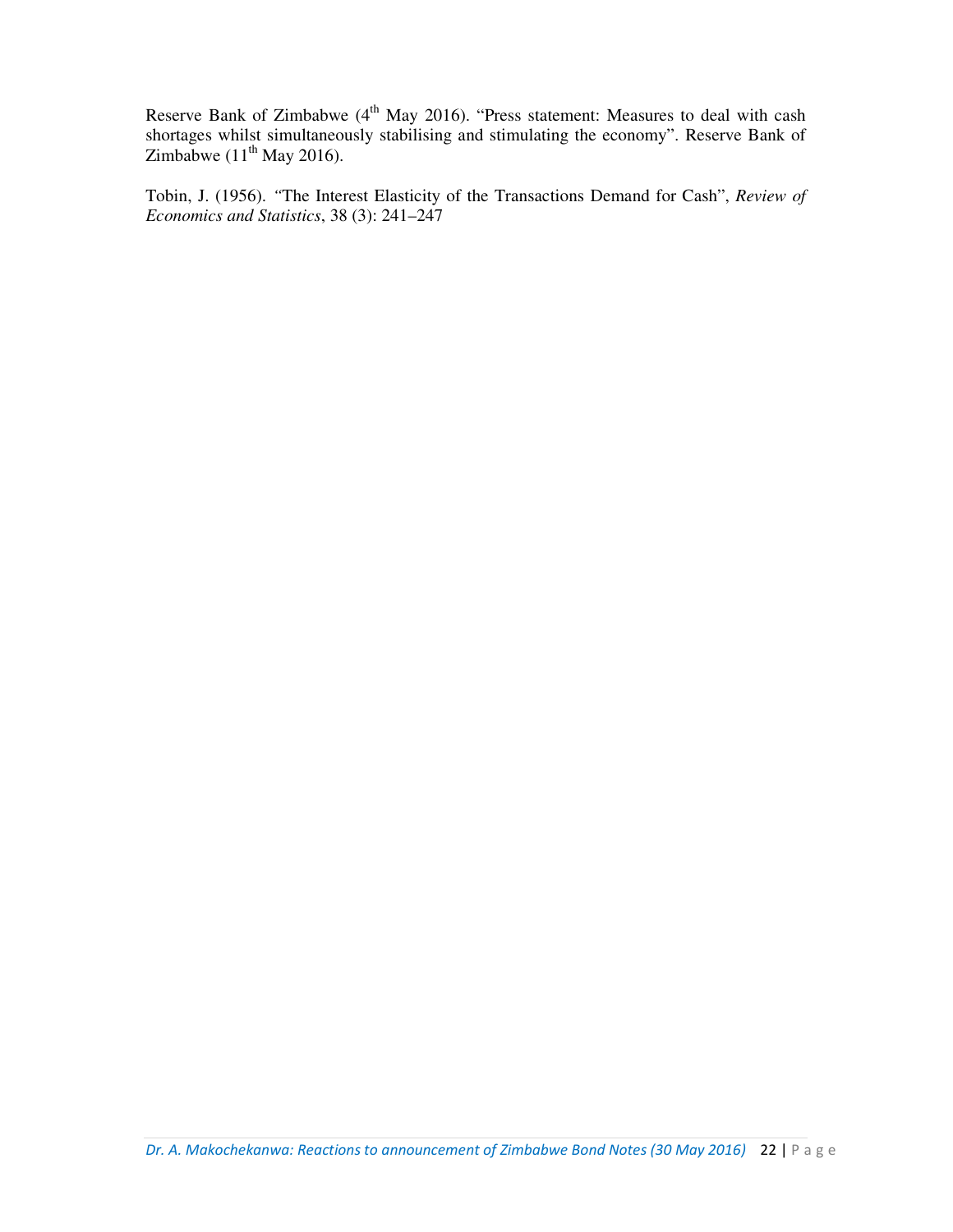Reserve Bank of Zimbabwe (4[th] May 2016). "Press statement: Measures to deal with cash shortages whilst simultaneously stabilising and stimulating the economy". Reserve Bank of Zimbabwe (11[th] May 2016).

Tobin, J. (1956). "The Interest Elasticity of the Transactions Demand for Cash", *Review of Economics and Statistics*, 38 (3): 241–247